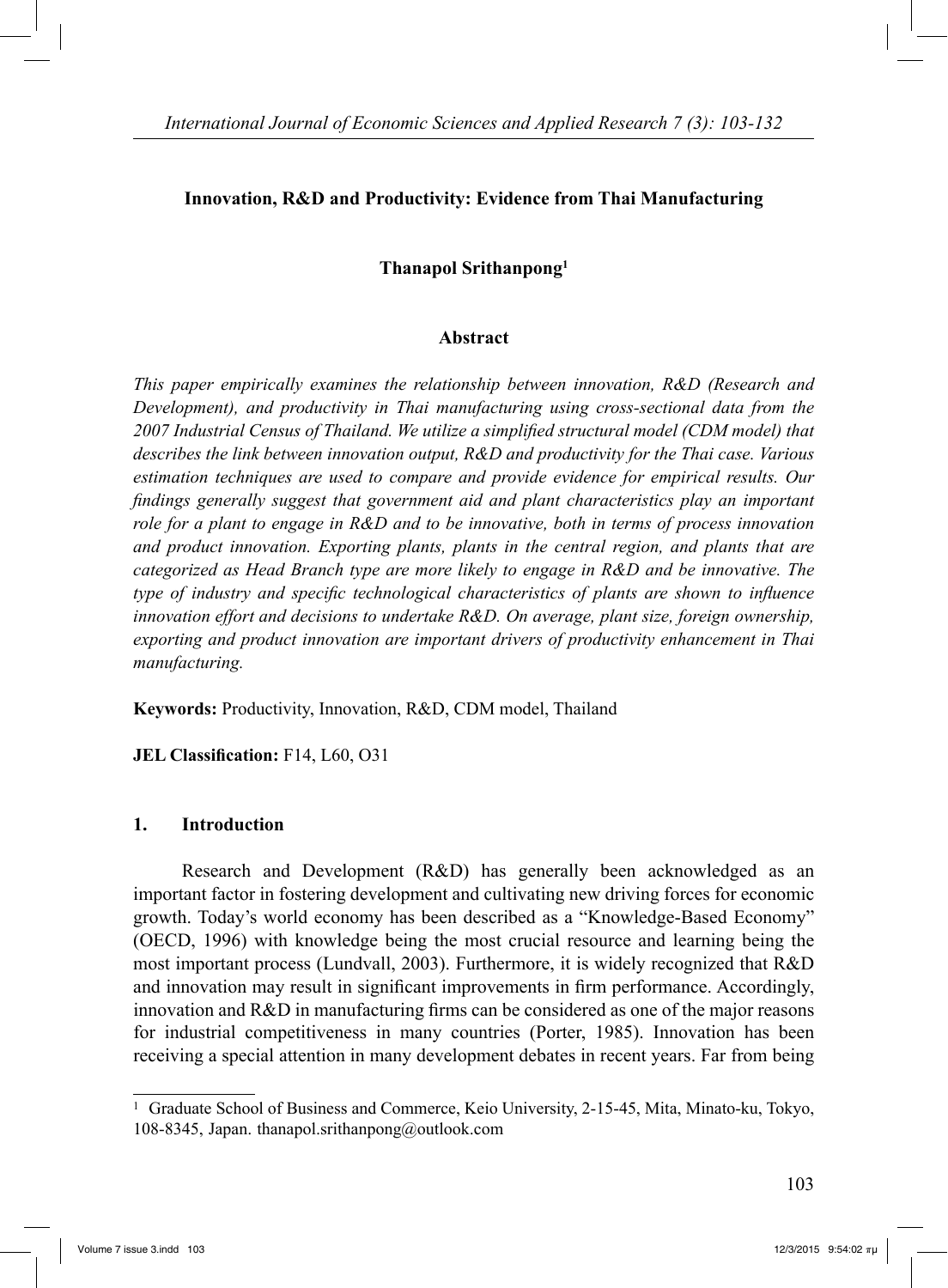# Innovation, R&D and Productivity: Evidence from Thai Manufacturing

**Thanapol Srithanpong**[1]

## Abstract

*This paper empirically examines the relationship between innovation, R&D (Research and Development), and productivity in Thai manufacturing using cross-sectional data from the 2007 Industrial Census of Thailand. We utilize a simplified structural model (CDM model) that describes the link between innovation output, R&D and productivity for the Thai case. Various estimation techniques are used to compare and provide evidence for empirical results. Our findings generally suggest that government aid and plant characteristics play an important role for a plant to engage in R&D and to be innovative, both in terms of process innovation and product innovation. Exporting plants, plants in the central region, and plants that are categorized as Head Branch type are more likely to engage in R&D and be innovative. The type of industry and specific technological characteristics of plants are shown to influence innovation effort and decisions to undertake R&D. On average, plant size, foreign ownership, exporting and product innovation are important drivers of productivity enhancement in Thai manufacturing.*

**Keywords:** Productivity, Innovation, R&D, CDM model, Thailand

**JEL Classification:** F14, L60, O31

## 1. Introduction

Research and Development (R&D) has generally been acknowledged as an important factor in fostering development and cultivating new driving forces for economic growth. Today's world economy has been described as a "Knowledge-Based Economy" (OECD, 1996) with knowledge being the most crucial resource and learning being the most important process (Lundvall, 2003). Furthermore, it is widely recognized that R&D and innovation may result in significant improvements in firm performance. Accordingly, innovation and R&D in manufacturing firms can be considered as one of the major reasons for industrial competitiveness in many countries (Porter, 1985). Innovation has been receiving a special attention in many development debates in recent years. Far from being

---

[1] Graduate School of Business and Commerce, Keio University, 2-15-45, Mita, Minato-ku, Tokyo, 108-8345, Japan. thanapol.srithanpong@outlook.com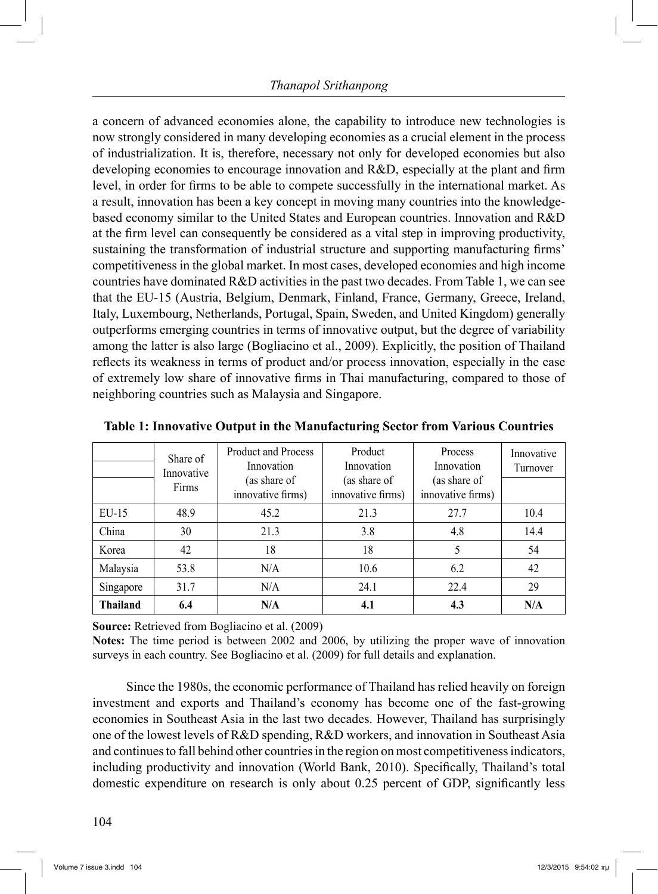a concern of advanced economies alone, the capability to introduce new technologies is now strongly considered in many developing economies as a crucial element in the process of industrialization. It is, therefore, necessary not only for developed economies but also developing economies to encourage innovation and R&D, especially at the plant and firm level, in order for firms to be able to compete successfully in the international market. As a result, innovation has been a key concept in moving many countries into the knowledge-based economy similar to the United States and European countries. Innovation and R&D at the firm level can consequently be considered as a vital step in improving productivity, sustaining the transformation of industrial structure and supporting manufacturing firms' competitiveness in the global market. In most cases, developed economies and high income countries have dominated R&D activities in the past two decades. From Table 1, we can see that the EU-15 (Austria, Belgium, Denmark, Finland, France, Germany, Greece, Ireland, Italy, Luxembourg, Netherlands, Portugal, Spain, Sweden, and United Kingdom) generally outperforms emerging countries in terms of innovative output, but the degree of variability among the latter is also large (Bogliacino et al., 2009). Explicitly, the position of Thailand reflects its weakness in terms of product and/or process innovation, especially in the case of extremely low share of innovative firms in Thai manufacturing, compared to those of neighboring countries such as Malaysia and Singapore.

**Table 1: Innovative Output in the Manufacturing Sector from Various Countries**

| | Share of Innovative Firms | Product and Process Innovation (as share of innovative firms) | Product Innovation (as share of innovative firms) | Process Innovation (as share of innovative firms) | Innovative Turnover |
|---|---|---|---|---|---|
| EU-15 | 48.9 | 45.2 | 21.3 | 27.7 | 10.4 |
| China | 30 | 21.3 | 3.8 | 4.8 | 14.4 |
| Korea | 42 | 18 | 18 | 5 | 54 |
| Malaysia | 53.8 | N/A | 10.6 | 6.2 | 42 |
| Singapore | 31.7 | N/A | 24.1 | 22.4 | 29 |
| **Thailand** | **6.4** | **N/A** | **4.1** | **4.3** | **N/A** |

**Source:** Retrieved from Bogliacino et al. (2009)

**Notes:** The time period is between 2002 and 2006, by utilizing the proper wave of innovation surveys in each country. See Bogliacino et al. (2009) for full details and explanation.

Since the 1980s, the economic performance of Thailand has relied heavily on foreign investment and exports and Thailand's economy has become one of the fast-growing economies in Southeast Asia in the last two decades. However, Thailand has surprisingly one of the lowest levels of R&D spending, R&D workers, and innovation in Southeast Asia and continues to fall behind other countries in the region on most competitiveness indicators, including productivity and innovation (World Bank, 2010). Specifically, Thailand's total domestic expenditure on research is only about 0.25 percent of GDP, significantly less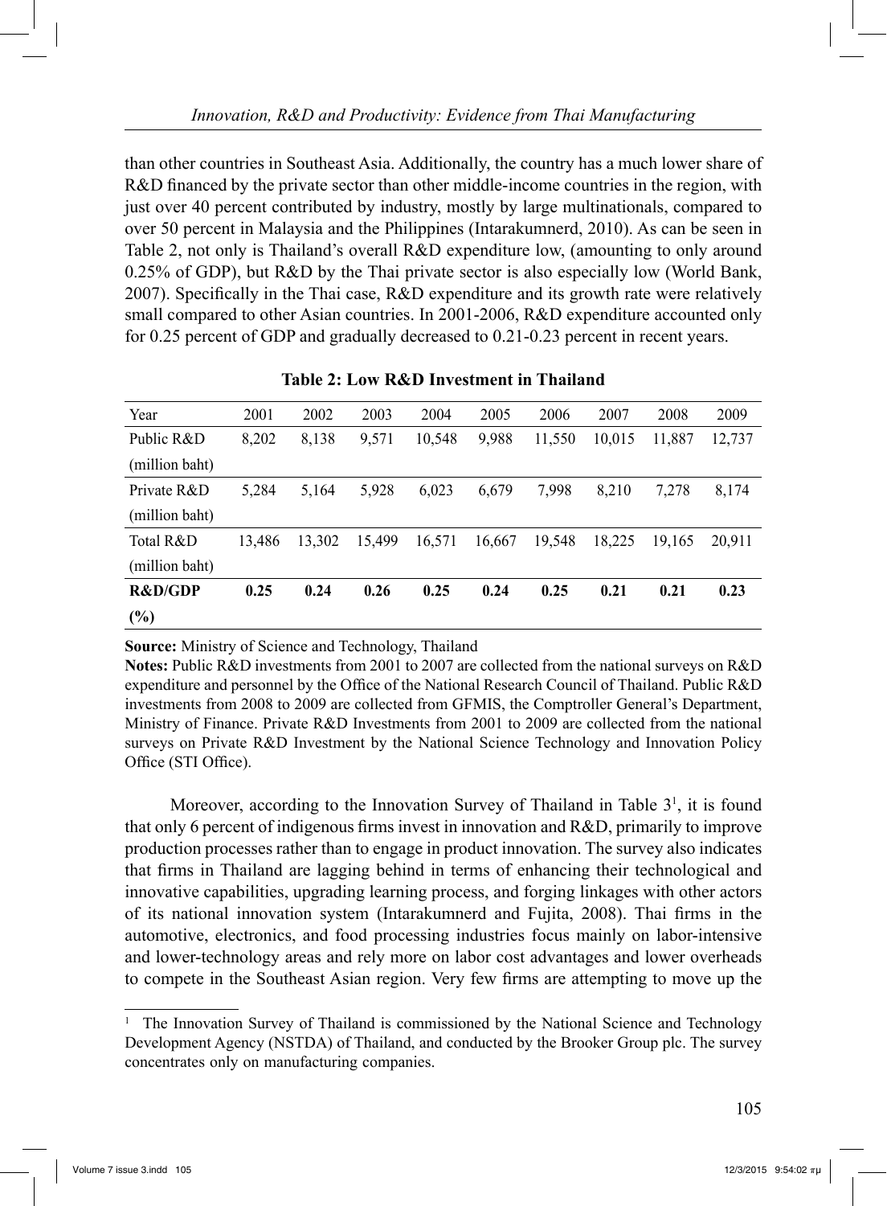than other countries in Southeast Asia. Additionally, the country has a much lower share of R&D financed by the private sector than other middle-income countries in the region, with just over 40 percent contributed by industry, mostly by large multinationals, compared to over 50 percent in Malaysia and the Philippines (Intarakumnerd, 2010). As can be seen in Table 2, not only is Thailand's overall R&D expenditure low, (amounting to only around 0.25% of GDP), but R&D by the Thai private sector is also especially low (World Bank, 2007). Specifically in the Thai case, R&D expenditure and its growth rate were relatively small compared to other Asian countries. In 2001-2006, R&D expenditure accounted only for 0.25 percent of GDP and gradually decreased to 0.21-0.23 percent in recent years.

**Table 2: Low R&D Investment in Thailand**

| Year | 2001 | 2002 | 2003 | 2004 | 2005 | 2006 | 2007 | 2008 | 2009 |
|---|---|---|---|---|---|---|---|---|---|
| Public R&D (million baht) | 8,202 | 8,138 | 9,571 | 10,548 | 9,988 | 11,550 | 10,015 | 11,887 | 12,737 |
| Private R&D (million baht) | 5,284 | 5,164 | 5,928 | 6,023 | 6,679 | 7,998 | 8,210 | 7,278 | 8,174 |
| Total R&D (million baht) | 13,486 | 13,302 | 15,499 | 16,571 | 16,667 | 19,548 | 18,225 | 19,165 | 20,911 |
| **R&D/GDP (%)** | **0.25** | **0.24** | **0.26** | **0.25** | **0.24** | **0.25** | **0.21** | **0.21** | **0.23** |

**Source:** Ministry of Science and Technology, Thailand

**Notes:** Public R&D investments from 2001 to 2007 are collected from the national surveys on R&D expenditure and personnel by the Office of the National Research Council of Thailand. Public R&D investments from 2008 to 2009 are collected from GFMIS, the Comptroller General's Department, Ministry of Finance. Private R&D Investments from 2001 to 2009 are collected from the national surveys on Private R&D Investment by the National Science Technology and Innovation Policy Office (STI Office).

Moreover, according to the Innovation Survey of Thailand in Table 3[1], it is found that only 6 percent of indigenous firms invest in innovation and R&D, primarily to improve production processes rather than to engage in product innovation. The survey also indicates that firms in Thailand are lagging behind in terms of enhancing their technological and innovative capabilities, upgrading learning process, and forging linkages with other actors of its national innovation system (Intarakumnerd and Fujita, 2008). Thai firms in the automotive, electronics, and food processing industries focus mainly on labor-intensive and lower-technology areas and rely more on labor cost advantages and lower overheads to compete in the Southeast Asian region. Very few firms are attempting to move up the

[1] The Innovation Survey of Thailand is commissioned by the National Science and Technology Development Agency (NSTDA) of Thailand, and conducted by the Brooker Group plc. The survey concentrates only on manufacturing companies.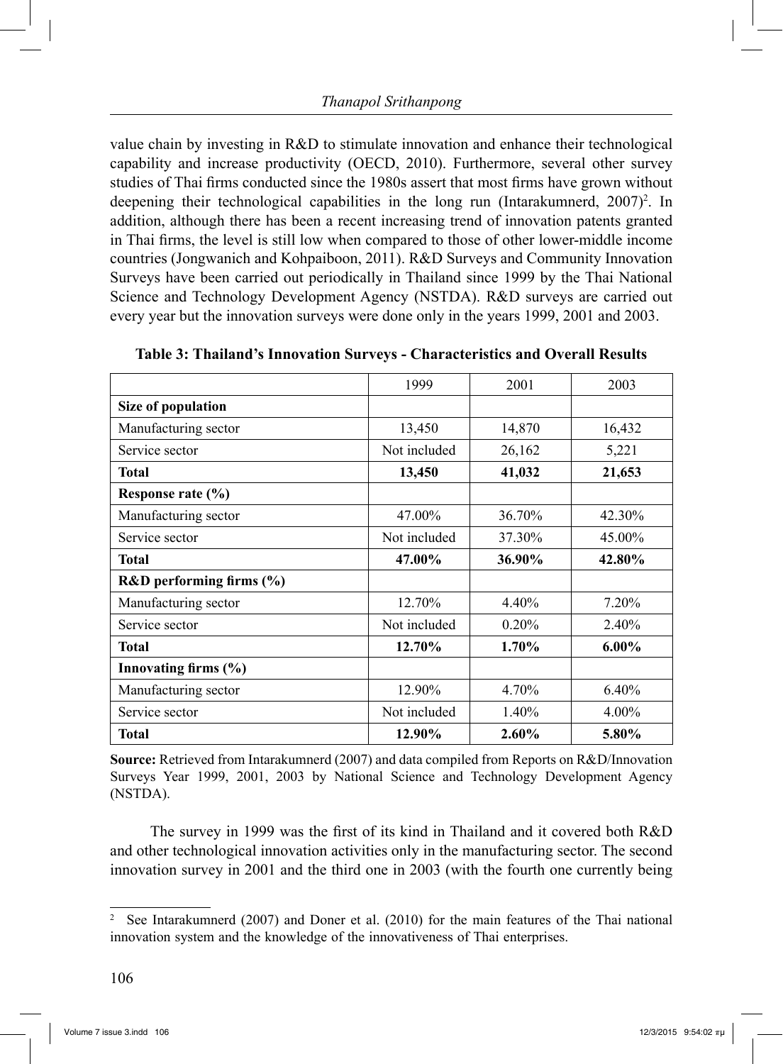value chain by investing in R&D to stimulate innovation and enhance their technological capability and increase productivity (OECD, 2010). Furthermore, several other survey studies of Thai firms conducted since the 1980s assert that most firms have grown without deepening their technological capabilities in the long run (Intarakumnerd, 2007)[2]. In addition, although there has been a recent increasing trend of innovation patents granted in Thai firms, the level is still low when compared to those of other lower-middle income countries (Jongwanich and Kohpaiboon, 2011). R&D Surveys and Community Innovation Surveys have been carried out periodically in Thailand since 1999 by the Thai National Science and Technology Development Agency (NSTDA). R&D surveys are carried out every year but the innovation surveys were done only in the years 1999, 2001 and 2003.

**Table 3: Thailand's Innovation Surveys - Characteristics and Overall Results**

| | 1999 | 2001 | 2003 |
|---|---|---|---|
| **Size of population** | | | |
| Manufacturing sector | 13,450 | 14,870 | 16,432 |
| Service sector | Not included | 26,162 | 5,221 |
| **Total** | **13,450** | **41,032** | **21,653** |
| **Response rate (%)** | | | |
| Manufacturing sector | 47.00% | 36.70% | 42.30% |
| Service sector | Not included | 37.30% | 45.00% |
| **Total** | **47.00%** | **36.90%** | **42.80%** |
| **R&D performing firms (%)** | | | |
| Manufacturing sector | 12.70% | 4.40% | 7.20% |
| Service sector | Not included | 0.20% | 2.40% |
| **Total** | **12.70%** | **1.70%** | **6.00%** |
| **Innovating firms (%)** | | | |
| Manufacturing sector | 12.90% | 4.70% | 6.40% |
| Service sector | Not included | 1.40% | 4.00% |
| **Total** | **12.90%** | **2.60%** | **5.80%** |

**Source:** Retrieved from Intarakumnerd (2007) and data compiled from Reports on R&D/Innovation Surveys Year 1999, 2001, 2003 by National Science and Technology Development Agency (NSTDA).

The survey in 1999 was the first of its kind in Thailand and it covered both R&D and other technological innovation activities only in the manufacturing sector. The second innovation survey in 2001 and the third one in 2003 (with the fourth one currently being

---

[2] See Intarakumnerd (2007) and Doner et al. (2010) for the main features of the Thai national innovation system and the knowledge of the innovativeness of Thai enterprises.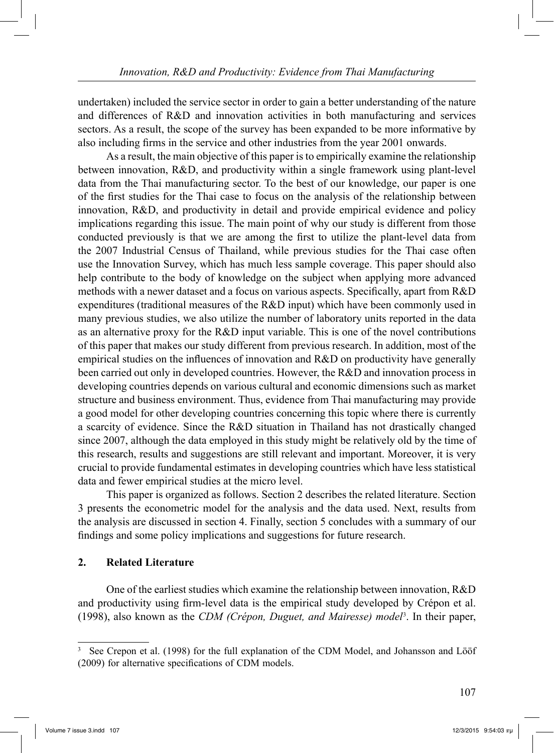undertaken) included the service sector in order to gain a better understanding of the nature and differences of R&D and innovation activities in both manufacturing and services sectors. As a result, the scope of the survey has been expanded to be more informative by also including firms in the service and other industries from the year 2001 onwards.

As a result, the main objective of this paper is to empirically examine the relationship between innovation, R&D, and productivity within a single framework using plant-level data from the Thai manufacturing sector. To the best of our knowledge, our paper is one of the first studies for the Thai case to focus on the analysis of the relationship between innovation, R&D, and productivity in detail and provide empirical evidence and policy implications regarding this issue. The main point of why our study is different from those conducted previously is that we are among the first to utilize the plant-level data from the 2007 Industrial Census of Thailand, while previous studies for the Thai case often use the Innovation Survey, which has much less sample coverage. This paper should also help contribute to the body of knowledge on the subject when applying more advanced methods with a newer dataset and a focus on various aspects. Specifically, apart from R&D expenditures (traditional measures of the R&D input) which have been commonly used in many previous studies, we also utilize the number of laboratory units reported in the data as an alternative proxy for the R&D input variable. This is one of the novel contributions of this paper that makes our study different from previous research. In addition, most of the empirical studies on the influences of innovation and R&D on productivity have generally been carried out only in developed countries. However, the R&D and innovation process in developing countries depends on various cultural and economic dimensions such as market structure and business environment. Thus, evidence from Thai manufacturing may provide a good model for other developing countries concerning this topic where there is currently a scarcity of evidence. Since the R&D situation in Thailand has not drastically changed since 2007, although the data employed in this study might be relatively old by the time of this research, results and suggestions are still relevant and important. Moreover, it is very crucial to provide fundamental estimates in developing countries which have less statistical data and fewer empirical studies at the micro level.

This paper is organized as follows. Section 2 describes the related literature. Section 3 presents the econometric model for the analysis and the data used. Next, results from the analysis are discussed in section 4. Finally, section 5 concludes with a summary of our findings and some policy implications and suggestions for future research.

## 2. Related Literature

One of the earliest studies which examine the relationship between innovation, R&D and productivity using firm-level data is the empirical study developed by Crépon et al. (1998), also known as the *CDM (Crépon, Duguet, and Mairesse) model*[3]. In their paper,

[3] See Crepon et al. (1998) for the full explanation of the CDM Model, and Johansson and Lööf (2009) for alternative specifications of CDM models.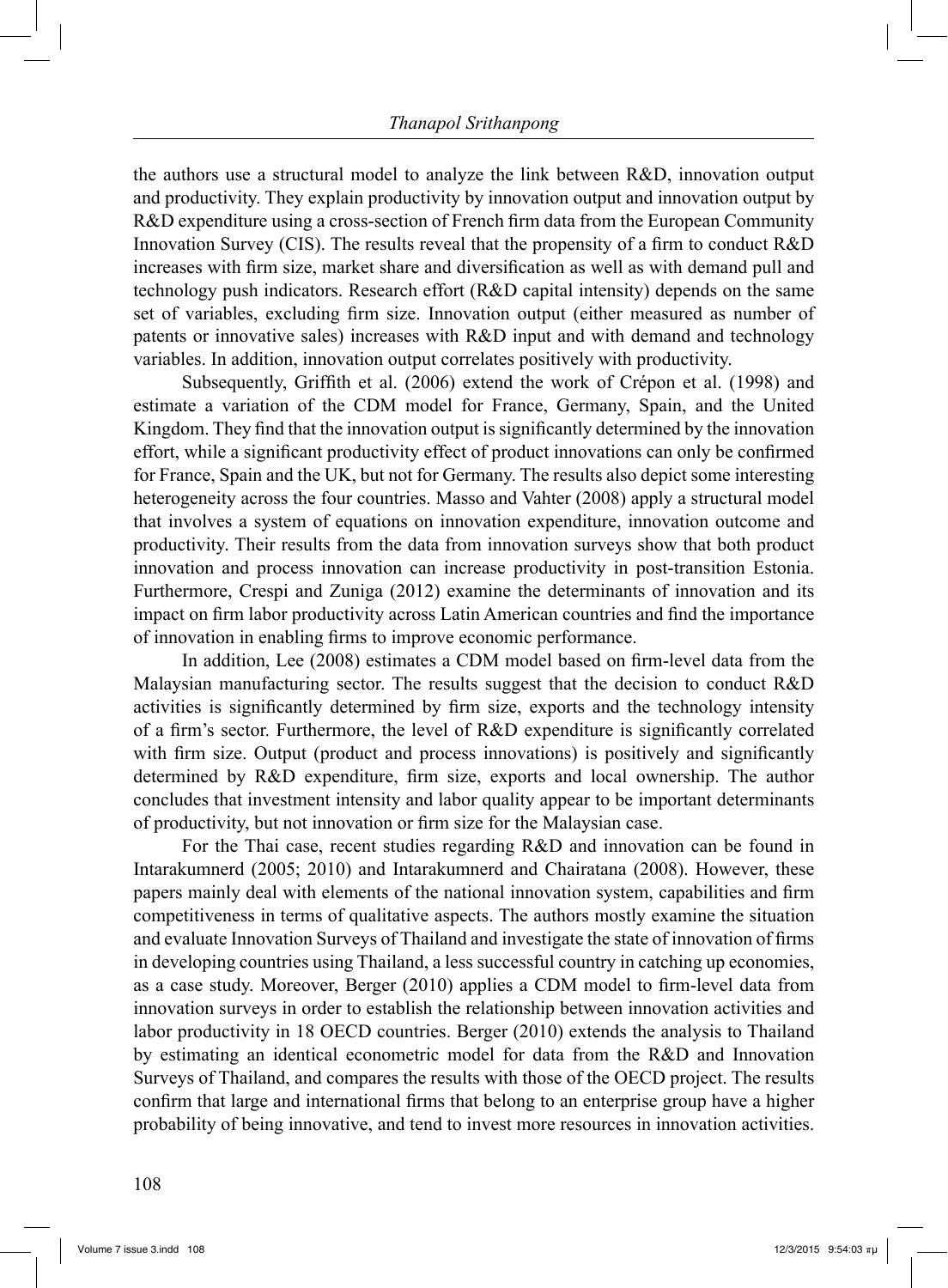the authors use a structural model to analyze the link between R&D, innovation output and productivity. They explain productivity by innovation output and innovation output by R&D expenditure using a cross-section of French firm data from the European Community Innovation Survey (CIS). The results reveal that the propensity of a firm to conduct R&D increases with firm size, market share and diversification as well as with demand pull and technology push indicators. Research effort (R&D capital intensity) depends on the same set of variables, excluding firm size. Innovation output (either measured as number of patents or innovative sales) increases with R&D input and with demand and technology variables. In addition, innovation output correlates positively with productivity.

Subsequently, Griffith et al. (2006) extend the work of Crépon et al. (1998) and estimate a variation of the CDM model for France, Germany, Spain, and the United Kingdom. They find that the innovation output is significantly determined by the innovation effort, while a significant productivity effect of product innovations can only be confirmed for France, Spain and the UK, but not for Germany. The results also depict some interesting heterogeneity across the four countries. Masso and Vahter (2008) apply a structural model that involves a system of equations on innovation expenditure, innovation outcome and productivity. Their results from the data from innovation surveys show that both product innovation and process innovation can increase productivity in post-transition Estonia. Furthermore, Crespi and Zuniga (2012) examine the determinants of innovation and its impact on firm labor productivity across Latin American countries and find the importance of innovation in enabling firms to improve economic performance.

In addition, Lee (2008) estimates a CDM model based on firm-level data from the Malaysian manufacturing sector. The results suggest that the decision to conduct R&D activities is significantly determined by firm size, exports and the technology intensity of a firm's sector. Furthermore, the level of R&D expenditure is significantly correlated with firm size. Output (product and process innovations) is positively and significantly determined by R&D expenditure, firm size, exports and local ownership. The author concludes that investment intensity and labor quality appear to be important determinants of productivity, but not innovation or firm size for the Malaysian case.

For the Thai case, recent studies regarding R&D and innovation can be found in Intarakumnerd (2005; 2010) and Intarakumnerd and Chairatana (2008). However, these papers mainly deal with elements of the national innovation system, capabilities and firm competitiveness in terms of qualitative aspects. The authors mostly examine the situation and evaluate Innovation Surveys of Thailand and investigate the state of innovation of firms in developing countries using Thailand, a less successful country in catching up economies, as a case study. Moreover, Berger (2010) applies a CDM model to firm-level data from innovation surveys in order to establish the relationship between innovation activities and labor productivity in 18 OECD countries. Berger (2010) extends the analysis to Thailand by estimating an identical econometric model for data from the R&D and Innovation Surveys of Thailand, and compares the results with those of the OECD project. The results confirm that large and international firms that belong to an enterprise group have a higher probability of being innovative, and tend to invest more resources in innovation activities.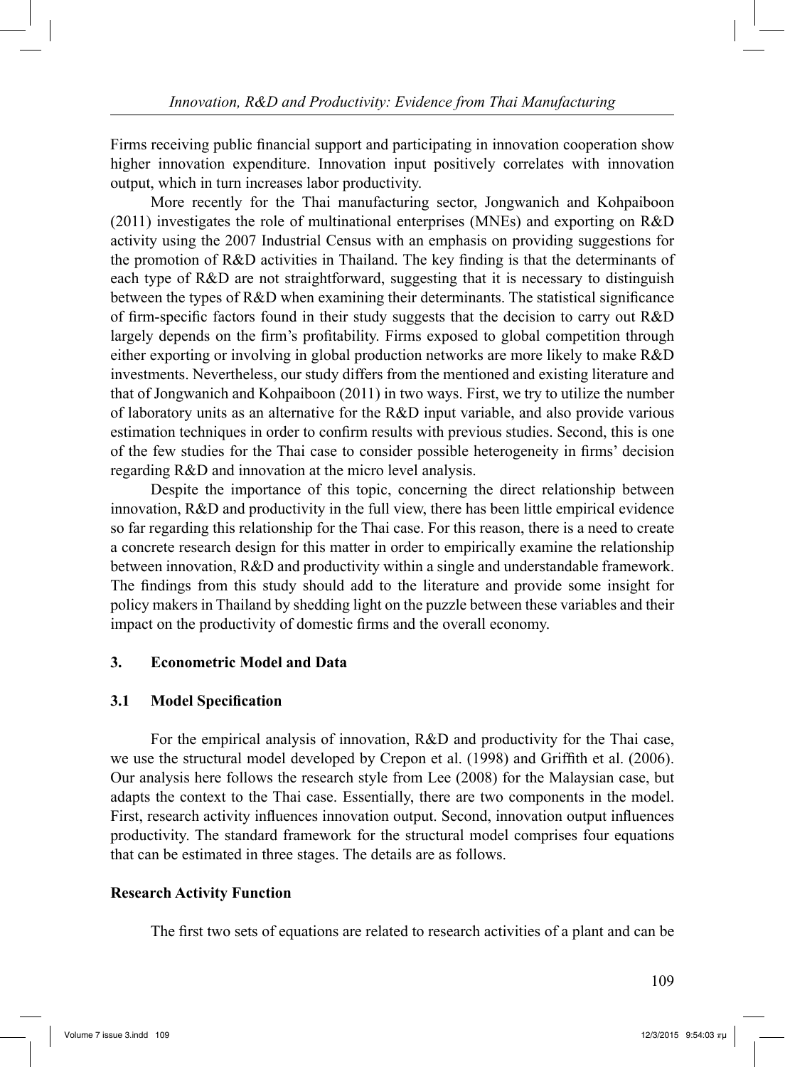Firms receiving public financial support and participating in innovation cooperation show higher innovation expenditure. Innovation input positively correlates with innovation output, which in turn increases labor productivity.

More recently for the Thai manufacturing sector, Jongwanich and Kohpaiboon (2011) investigates the role of multinational enterprises (MNEs) and exporting on R&D activity using the 2007 Industrial Census with an emphasis on providing suggestions for the promotion of R&D activities in Thailand. The key finding is that the determinants of each type of R&D are not straightforward, suggesting that it is necessary to distinguish between the types of R&D when examining their determinants. The statistical significance of firm-specific factors found in their study suggests that the decision to carry out R&D largely depends on the firm's profitability. Firms exposed to global competition through either exporting or involving in global production networks are more likely to make R&D investments. Nevertheless, our study differs from the mentioned and existing literature and that of Jongwanich and Kohpaiboon (2011) in two ways. First, we try to utilize the number of laboratory units as an alternative for the R&D input variable, and also provide various estimation techniques in order to confirm results with previous studies. Second, this is one of the few studies for the Thai case to consider possible heterogeneity in firms' decision regarding R&D and innovation at the micro level analysis.

Despite the importance of this topic, concerning the direct relationship between innovation, R&D and productivity in the full view, there has been little empirical evidence so far regarding this relationship for the Thai case. For this reason, there is a need to create a concrete research design for this matter in order to empirically examine the relationship between innovation, R&D and productivity within a single and understandable framework. The findings from this study should add to the literature and provide some insight for policy makers in Thailand by shedding light on the puzzle between these variables and their impact on the productivity of domestic firms and the overall economy.

## 3. Econometric Model and Data

### 3.1 Model Specification

For the empirical analysis of innovation, R&D and productivity for the Thai case, we use the structural model developed by Crepon et al. (1998) and Griffith et al. (2006). Our analysis here follows the research style from Lee (2008) for the Malaysian case, but adapts the context to the Thai case. Essentially, there are two components in the model. First, research activity influences innovation output. Second, innovation output influences productivity. The standard framework for the structural model comprises four equations that can be estimated in three stages. The details are as follows.

**Research Activity Function**

The first two sets of equations are related to research activities of a plant and can be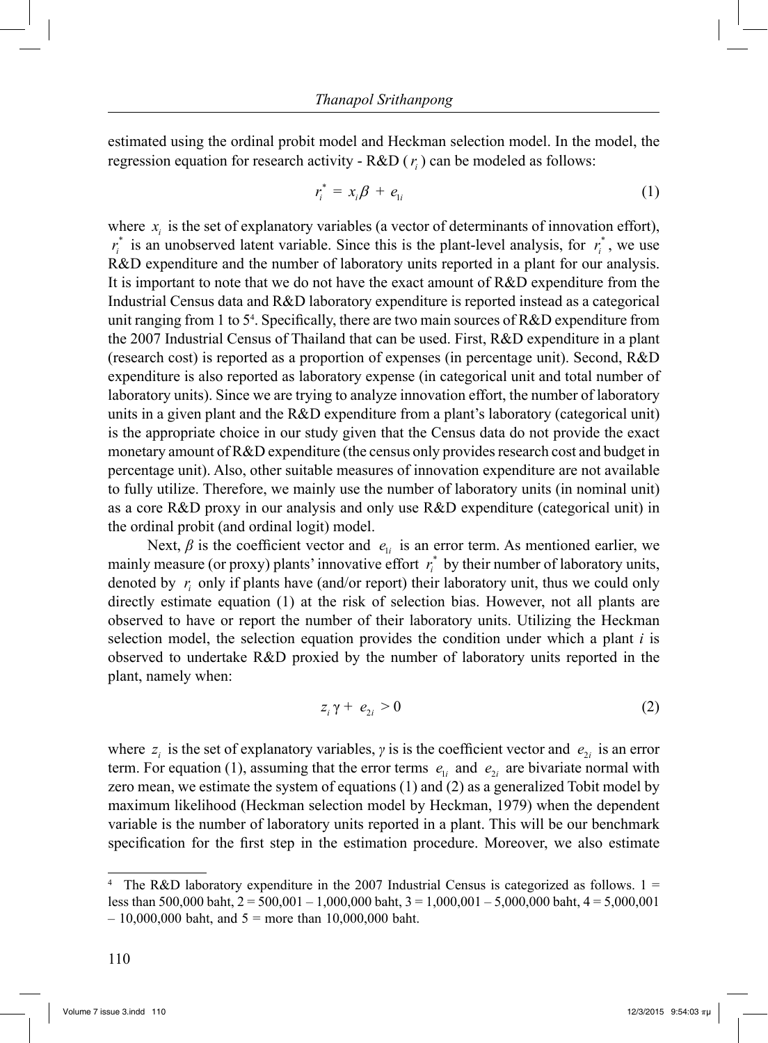estimated using the ordinal probit model and Heckman selection model. In the model, the regression equation for research activity - R&D ($r_i$) can be modeled as follows:

$$r_i^* = x_i\beta + e_{1i} \tag{1}$$

where $x_i$ is the set of explanatory variables (a vector of determinants of innovation effort), $r_i^*$ is an unobserved latent variable. Since this is the plant-level analysis, for $r_i^*$, we use R&D expenditure and the number of laboratory units reported in a plant for our analysis. It is important to note that we do not have the exact amount of R&D expenditure from the Industrial Census data and R&D laboratory expenditure is reported instead as a categorical unit ranging from 1 to 5[4]. Specifically, there are two main sources of R&D expenditure from the 2007 Industrial Census of Thailand that can be used. First, R&D expenditure in a plant (research cost) is reported as a proportion of expenses (in percentage unit). Second, R&D expenditure is also reported as laboratory expense (in categorical unit and total number of laboratory units). Since we are trying to analyze innovation effort, the number of laboratory units in a given plant and the R&D expenditure from a plant's laboratory (categorical unit) is the appropriate choice in our study given that the Census data do not provide the exact monetary amount of R&D expenditure (the census only provides research cost and budget in percentage unit). Also, other suitable measures of innovation expenditure are not available to fully utilize. Therefore, we mainly use the number of laboratory units (in nominal unit) as a core R&D proxy in our analysis and only use R&D expenditure (categorical unit) in the ordinal probit (and ordinal logit) model.

Next, $\beta$ is the coefficient vector and $e_{1i}$ is an error term. As mentioned earlier, we mainly measure (or proxy) plants' innovative effort $r_i^*$ by their number of laboratory units, denoted by $r_i$ only if plants have (and/or report) their laboratory unit, thus we could only directly estimate equation (1) at the risk of selection bias. However, not all plants are observed to have or report the number of their laboratory units. Utilizing the Heckman selection model, the selection equation provides the condition under which a plant *i* is observed to undertake R&D proxied by the number of laboratory units reported in the plant, namely when:

$$z_i\gamma + e_{2i} > 0 \tag{2}$$

where $z_i$ is the set of explanatory variables, $\gamma$ is is the coefficient vector and $e_{2i}$ is an error term. For equation (1), assuming that the error terms $e_{1i}$ and $e_{2i}$ are bivariate normal with zero mean, we estimate the system of equations (1) and (2) as a generalized Tobit model by maximum likelihood (Heckman selection model by Heckman, 1979) when the dependent variable is the number of laboratory units reported in a plant. This will be our benchmark specification for the first step in the estimation procedure. Moreover, we also estimate

---

[4] The R&D laboratory expenditure in the 2007 Industrial Census is categorized as follows. 1 = less than 500,000 baht, 2 = 500,001 – 1,000,000 baht, 3 = 1,000,001 – 5,000,000 baht, 4 = 5,000,001 – 10,000,000 baht, and 5 = more than 10,000,000 baht.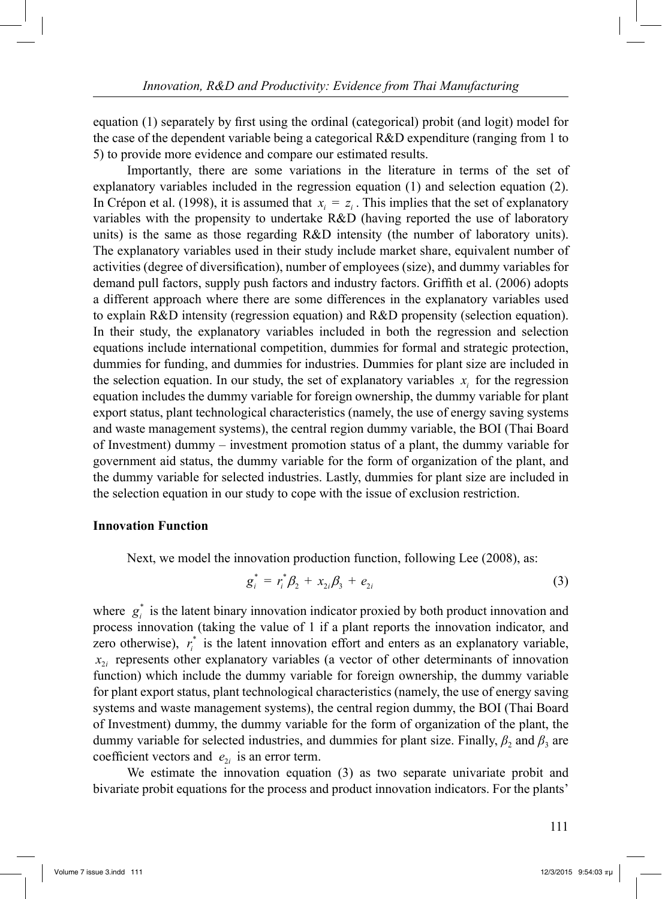equation (1) separately by first using the ordinal (categorical) probit (and logit) model for the case of the dependent variable being a categorical R&D expenditure (ranging from 1 to 5) to provide more evidence and compare our estimated results.

Importantly, there are some variations in the literature in terms of the set of explanatory variables included in the regression equation (1) and selection equation (2). In Crépon et al. (1998), it is assumed that $x_i = z_i$. This implies that the set of explanatory variables with the propensity to undertake R&D (having reported the use of laboratory units) is the same as those regarding R&D intensity (the number of laboratory units). The explanatory variables used in their study include market share, equivalent number of activities (degree of diversification), number of employees (size), and dummy variables for demand pull factors, supply push factors and industry factors. Griffith et al. (2006) adopts a different approach where there are some differences in the explanatory variables used to explain R&D intensity (regression equation) and R&D propensity (selection equation). In their study, the explanatory variables included in both the regression and selection equations include international competition, dummies for formal and strategic protection, dummies for funding, and dummies for industries. Dummies for plant size are included in the selection equation. In our study, the set of explanatory variables $x_i$ for the regression equation includes the dummy variable for foreign ownership, the dummy variable for plant export status, plant technological characteristics (namely, the use of energy saving systems and waste management systems), the central region dummy variable, the BOI (Thai Board of Investment) dummy – investment promotion status of a plant, the dummy variable for government aid status, the dummy variable for the form of organization of the plant, and the dummy variable for selected industries. Lastly, dummies for plant size are included in the selection equation in our study to cope with the issue of exclusion restriction.

**Innovation Function**

Next, we model the innovation production function, following Lee (2008), as:

$$g_i^* = r_i^* \beta_2 + x_{2i}\beta_3 + e_{2i} \tag{3}$$

where $g_i^*$ is the latent binary innovation indicator proxied by both product innovation and process innovation (taking the value of 1 if a plant reports the innovation indicator, and zero otherwise), $r_i^*$ is the latent innovation effort and enters as an explanatory variable, $x_{2i}$ represents other explanatory variables (a vector of other determinants of innovation function) which include the dummy variable for foreign ownership, the dummy variable for plant export status, plant technological characteristics (namely, the use of energy saving systems and waste management systems), the central region dummy, the BOI (Thai Board of Investment) dummy, the dummy variable for the form of organization of the plant, the dummy variable for selected industries, and dummies for plant size. Finally, $\beta_2$ and $\beta_3$ are coefficient vectors and $e_{2i}$ is an error term.

We estimate the innovation equation (3) as two separate univariate probit and bivariate probit equations for the process and product innovation indicators. For the plants'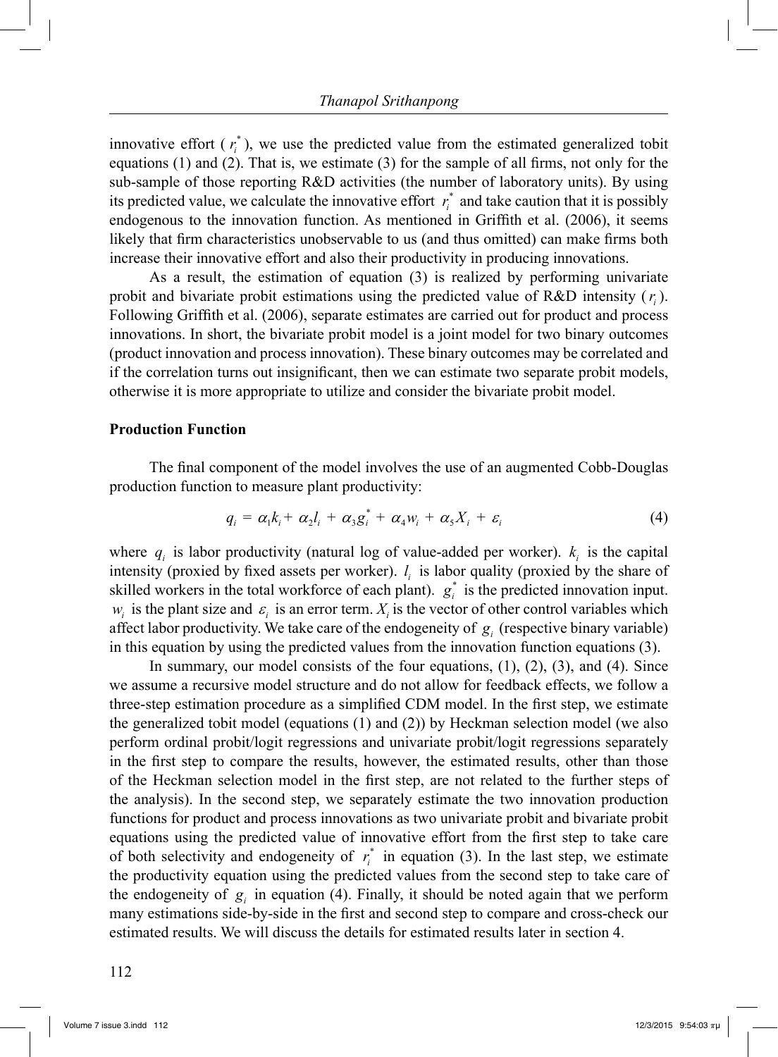innovative effort ($r_i^*$), we use the predicted value from the estimated generalized tobit equations (1) and (2). That is, we estimate (3) for the sample of all firms, not only for the sub-sample of those reporting R&D activities (the number of laboratory units). By using its predicted value, we calculate the innovative effort $r_i^*$ and take caution that it is possibly endogenous to the innovation function. As mentioned in Griffith et al. (2006), it seems likely that firm characteristics unobservable to us (and thus omitted) can make firms both increase their innovative effort and also their productivity in producing innovations.

As a result, the estimation of equation (3) is realized by performing univariate probit and bivariate probit estimations using the predicted value of R&D intensity ($r_i$). Following Griffith et al. (2006), separate estimates are carried out for product and process innovations. In short, the bivariate probit model is a joint model for two binary outcomes (product innovation and process innovation). These binary outcomes may be correlated and if the correlation turns out insignificant, then we can estimate two separate probit models, otherwise it is more appropriate to utilize and consider the bivariate probit model.

**Production Function**

The final component of the model involves the use of an augmented Cobb-Douglas production function to measure plant productivity:

$$q_i = \alpha_1 k_i + \alpha_2 l_i + \alpha_3 g_i^* + \alpha_4 w_i + \alpha_5 X_i + \varepsilon_i \tag{4}$$

where $q_i$ is labor productivity (natural log of value-added per worker). $k_i$ is the capital intensity (proxied by fixed assets per worker). $l_i$ is labor quality (proxied by the share of skilled workers in the total workforce of each plant). $g_i^*$ is the predicted innovation input. $w_i$ is the plant size and $\varepsilon_i$ is an error term. $X_i$ is the vector of other control variables which affect labor productivity. We take care of the endogeneity of $g_i$ (respective binary variable) in this equation by using the predicted values from the innovation function equations (3).

In summary, our model consists of the four equations, (1), (2), (3), and (4). Since we assume a recursive model structure and do not allow for feedback effects, we follow a three-step estimation procedure as a simplified CDM model. In the first step, we estimate the generalized tobit model (equations (1) and (2)) by Heckman selection model (we also perform ordinal probit/logit regressions and univariate probit/logit regressions separately in the first step to compare the results, however, the estimated results, other than those of the Heckman selection model in the first step, are not related to the further steps of the analysis). In the second step, we separately estimate the two innovation production functions for product and process innovations as two univariate probit and bivariate probit equations using the predicted value of innovative effort from the first step to take care of both selectivity and endogeneity of $r_i^*$ in equation (3). In the last step, we estimate the productivity equation using the predicted values from the second step to take care of the endogeneity of $g_i$ in equation (4). Finally, it should be noted again that we perform many estimations side-by-side in the first and second step to compare and cross-check our estimated results. We will discuss the details for estimated results later in section 4.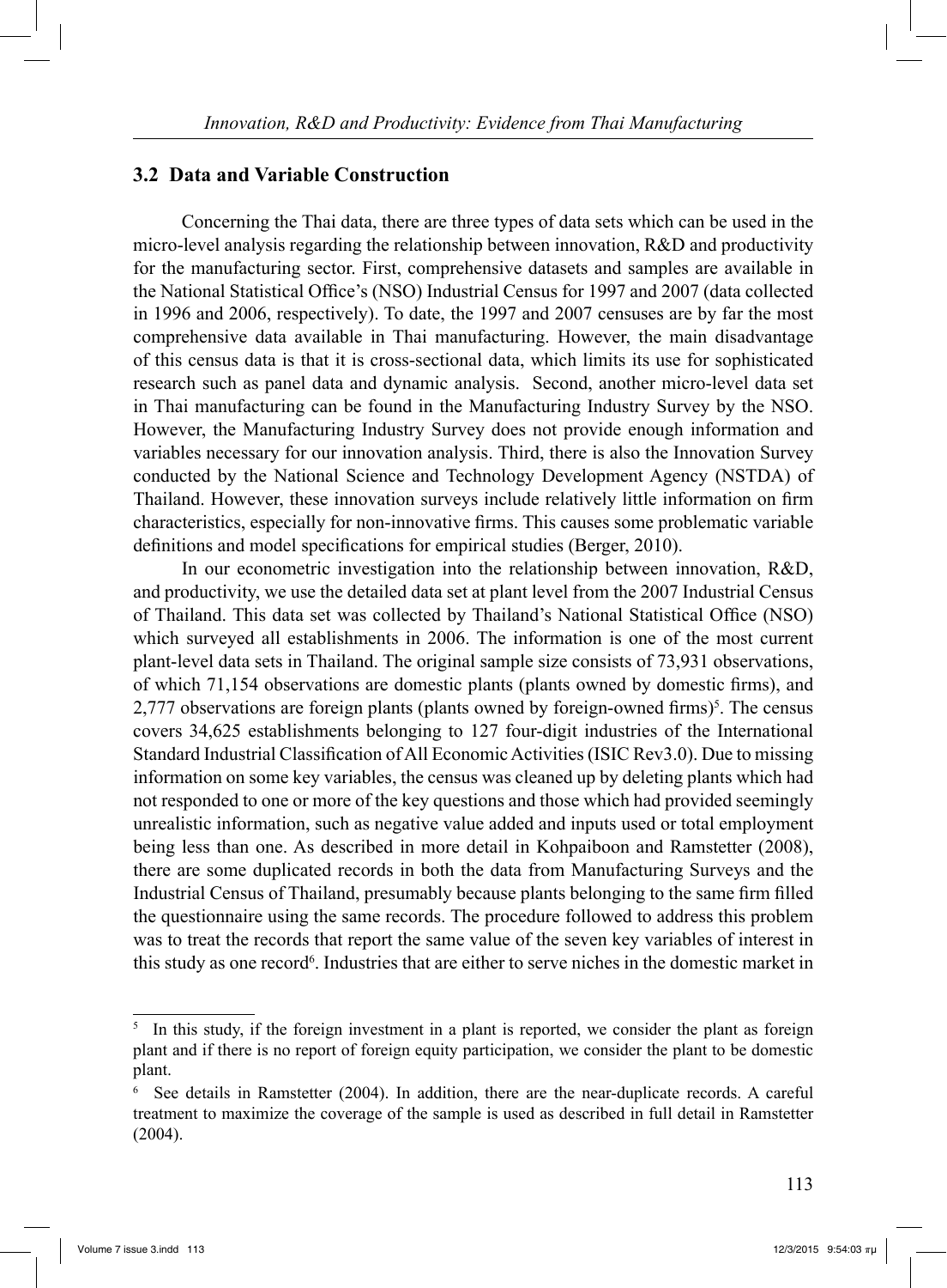### 3.2 Data and Variable Construction

Concerning the Thai data, there are three types of data sets which can be used in the micro-level analysis regarding the relationship between innovation, R&D and productivity for the manufacturing sector. First, comprehensive datasets and samples are available in the National Statistical Office's (NSO) Industrial Census for 1997 and 2007 (data collected in 1996 and 2006, respectively). To date, the 1997 and 2007 censuses are by far the most comprehensive data available in Thai manufacturing. However, the main disadvantage of this census data is that it is cross-sectional data, which limits its use for sophisticated research such as panel data and dynamic analysis. Second, another micro-level data set in Thai manufacturing can be found in the Manufacturing Industry Survey by the NSO. However, the Manufacturing Industry Survey does not provide enough information and variables necessary for our innovation analysis. Third, there is also the Innovation Survey conducted by the National Science and Technology Development Agency (NSTDA) of Thailand. However, these innovation surveys include relatively little information on firm characteristics, especially for non-innovative firms. This causes some problematic variable definitions and model specifications for empirical studies (Berger, 2010).

In our econometric investigation into the relationship between innovation, R&D, and productivity, we use the detailed data set at plant level from the 2007 Industrial Census of Thailand. This data set was collected by Thailand's National Statistical Office (NSO) which surveyed all establishments in 2006. The information is one of the most current plant-level data sets in Thailand. The original sample size consists of 73,931 observations, of which 71,154 observations are domestic plants (plants owned by domestic firms), and 2,777 observations are foreign plants (plants owned by foreign-owned firms)[5]. The census covers 34,625 establishments belonging to 127 four-digit industries of the International Standard Industrial Classification of All Economic Activities (ISIC Rev3.0). Due to missing information on some key variables, the census was cleaned up by deleting plants which had not responded to one or more of the key questions and those which had provided seemingly unrealistic information, such as negative value added and inputs used or total employment being less than one. As described in more detail in Kohpaiboon and Ramstetter (2008), there are some duplicated records in both the data from Manufacturing Surveys and the Industrial Census of Thailand, presumably because plants belonging to the same firm filled the questionnaire using the same records. The procedure followed to address this problem was to treat the records that report the same value of the seven key variables of interest in this study as one record[6]. Industries that are either to serve niches in the domestic market in

---

[5] In this study, if the foreign investment in a plant is reported, we consider the plant as foreign plant and if there is no report of foreign equity participation, we consider the plant to be domestic plant.

[6] See details in Ramstetter (2004). In addition, there are the near-duplicate records. A careful treatment to maximize the coverage of the sample is used as described in full detail in Ramstetter (2004).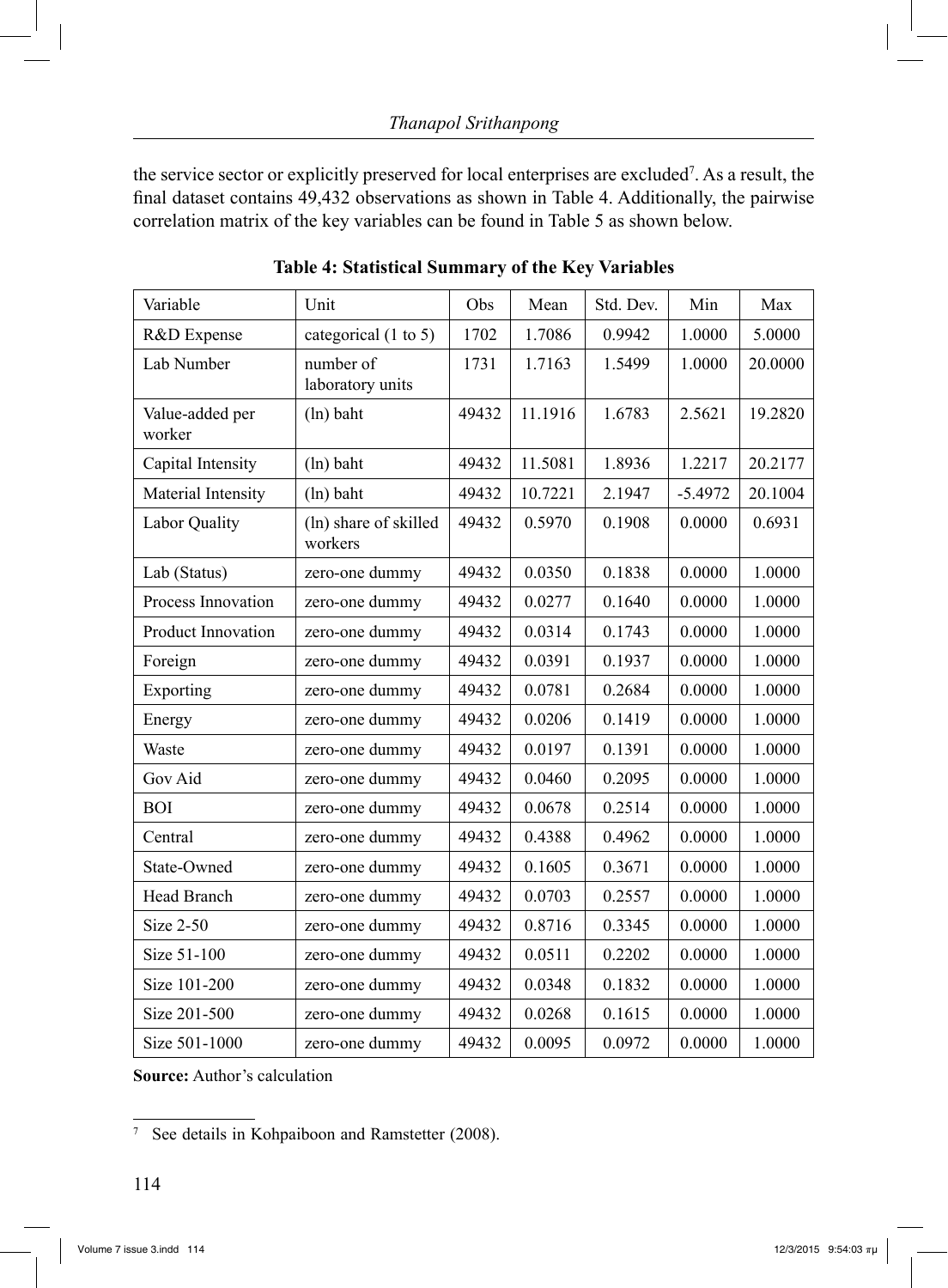the service sector or explicitly preserved for local enterprises are excluded[7]. As a result, the final dataset contains 49,432 observations as shown in Table 4. Additionally, the pairwise correlation matrix of the key variables can be found in Table 5 as shown below.

**Table 4: Statistical Summary of the Key Variables**

| Variable | Unit | Obs | Mean | Std. Dev. | Min | Max |
|---|---|---|---|---|---|---|
| R&D Expense | categorical (1 to 5) | 1702 | 1.7086 | 0.9942 | 1.0000 | 5.0000 |
| Lab Number | number of laboratory units | 1731 | 1.7163 | 1.5499 | 1.0000 | 20.0000 |
| Value-added per worker | (ln) baht | 49432 | 11.1916 | 1.6783 | 2.5621 | 19.2820 |
| Capital Intensity | (ln) baht | 49432 | 11.5081 | 1.8936 | 1.2217 | 20.2177 |
| Material Intensity | (ln) baht | 49432 | 10.7221 | 2.1947 | -5.4972 | 20.1004 |
| Labor Quality | (ln) share of skilled workers | 49432 | 0.5970 | 0.1908 | 0.0000 | 0.6931 |
| Lab (Status) | zero-one dummy | 49432 | 0.0350 | 0.1838 | 0.0000 | 1.0000 |
| Process Innovation | zero-one dummy | 49432 | 0.0277 | 0.1640 | 0.0000 | 1.0000 |
| Product Innovation | zero-one dummy | 49432 | 0.0314 | 0.1743 | 0.0000 | 1.0000 |
| Foreign | zero-one dummy | 49432 | 0.0391 | 0.1937 | 0.0000 | 1.0000 |
| Exporting | zero-one dummy | 49432 | 0.0781 | 0.2684 | 0.0000 | 1.0000 |
| Energy | zero-one dummy | 49432 | 0.0206 | 0.1419 | 0.0000 | 1.0000 |
| Waste | zero-one dummy | 49432 | 0.0197 | 0.1391 | 0.0000 | 1.0000 |
| Gov Aid | zero-one dummy | 49432 | 0.0460 | 0.2095 | 0.0000 | 1.0000 |
| BOI | zero-one dummy | 49432 | 0.0678 | 0.2514 | 0.0000 | 1.0000 |
| Central | zero-one dummy | 49432 | 0.4388 | 0.4962 | 0.0000 | 1.0000 |
| State-Owned | zero-one dummy | 49432 | 0.1605 | 0.3671 | 0.0000 | 1.0000 |
| Head Branch | zero-one dummy | 49432 | 0.0703 | 0.2557 | 0.0000 | 1.0000 |
| Size 2-50 | zero-one dummy | 49432 | 0.8716 | 0.3345 | 0.0000 | 1.0000 |
| Size 51-100 | zero-one dummy | 49432 | 0.0511 | 0.2202 | 0.0000 | 1.0000 |
| Size 101-200 | zero-one dummy | 49432 | 0.0348 | 0.1832 | 0.0000 | 1.0000 |
| Size 201-500 | zero-one dummy | 49432 | 0.0268 | 0.1615 | 0.0000 | 1.0000 |
| Size 501-1000 | zero-one dummy | 49432 | 0.0095 | 0.0972 | 0.0000 | 1.0000 |

**Source:** Author's calculation

[7] See details in Kohpaiboon and Ramstetter (2008).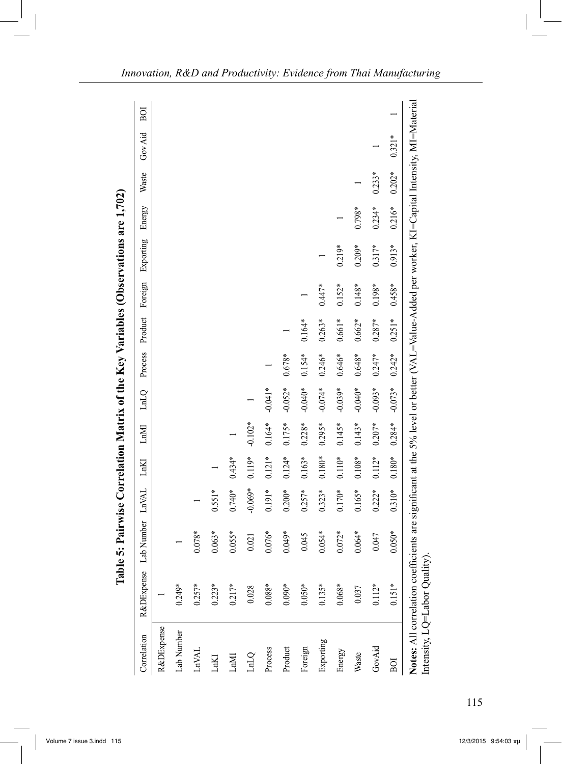**Table 5: Pairwise Correlation Matrix of the Key Variables (Observations are 1,702)**

| Correlation | R&DExpense | Lab Number | LnVAL | LnKI | LnMI | LnLQ | Process | Product | Foreign | Exporting | Energy | Waste | Gov Aid | BOI |
|---|---|---|---|---|---|---|---|---|---|---|---|---|---|---|
| R&DExpense | 1 | | | | | | | | | | | | | |
| Lab Number | 0.249* | 1 | | | | | | | | | | | | |
| LnVAL | 0.257* | 0.078* | 1 | | | | | | | | | | | |
| LnKI | 0.223* | 0.063* | 0.551* | 1 | | | | | | | | | | |
| LnMI | 0.217* | 0.055* | 0.740* | 0.434* | 1 | | | | | | | | | |
| LnLQ | 0.028 | 0.021 | -0.069* | 0.119* | -0.102* | 1 | | | | | | | | |
| Process | 0.088* | 0.076* | 0.191* | 0.121* | 0.164* | -0.041* | 1 | | | | | | | |
| Product | 0.090* | 0.049* | 0.200* | 0.124* | 0.175* | -0.052* | 0.678* | 1 | | | | | | |
| Foreign | 0.050* | 0.045 | 0.257* | 0.163* | 0.228* | -0.040* | 0.154* | 0.164* | 1 | | | | | |
| Exporting | 0.135* | 0.054* | 0.323* | 0.180* | 0.295* | -0.074* | 0.246* | 0.263* | 0.447* | 1 | | | | |
| Energy | 0.068* | 0.072* | 0.170* | 0.110* | 0.145* | -0.039* | 0.646* | 0.661* | 0.152* | 0.219* | 1 | | | |
| Waste | 0.037 | 0.064* | 0.165* | 0.108* | 0.143* | -0.040* | 0.648* | 0.662* | 0.148* | 0.209* | 0.798* | 1 | | |
| GovAid | 0.112* | 0.047 | 0.222* | 0.112* | 0.207* | -0.093* | 0.247* | 0.287* | 0.198* | 0.317* | 0.234* | 0.233* | 1 | |
| BOI | 0.151* | 0.050* | 0.310* | 0.180* | 0.284* | -0.073* | 0.242* | 0.251* | 0.458* | 0.913* | 0.216* | 0.202* | 0.321* | 1 |

**Notes:** All correlation coefficients are significant at the 5% level or better (VAL=Value-Added per worker, KI=Capital Intensity, MI=Material Intensity, LQ=Labor Quality).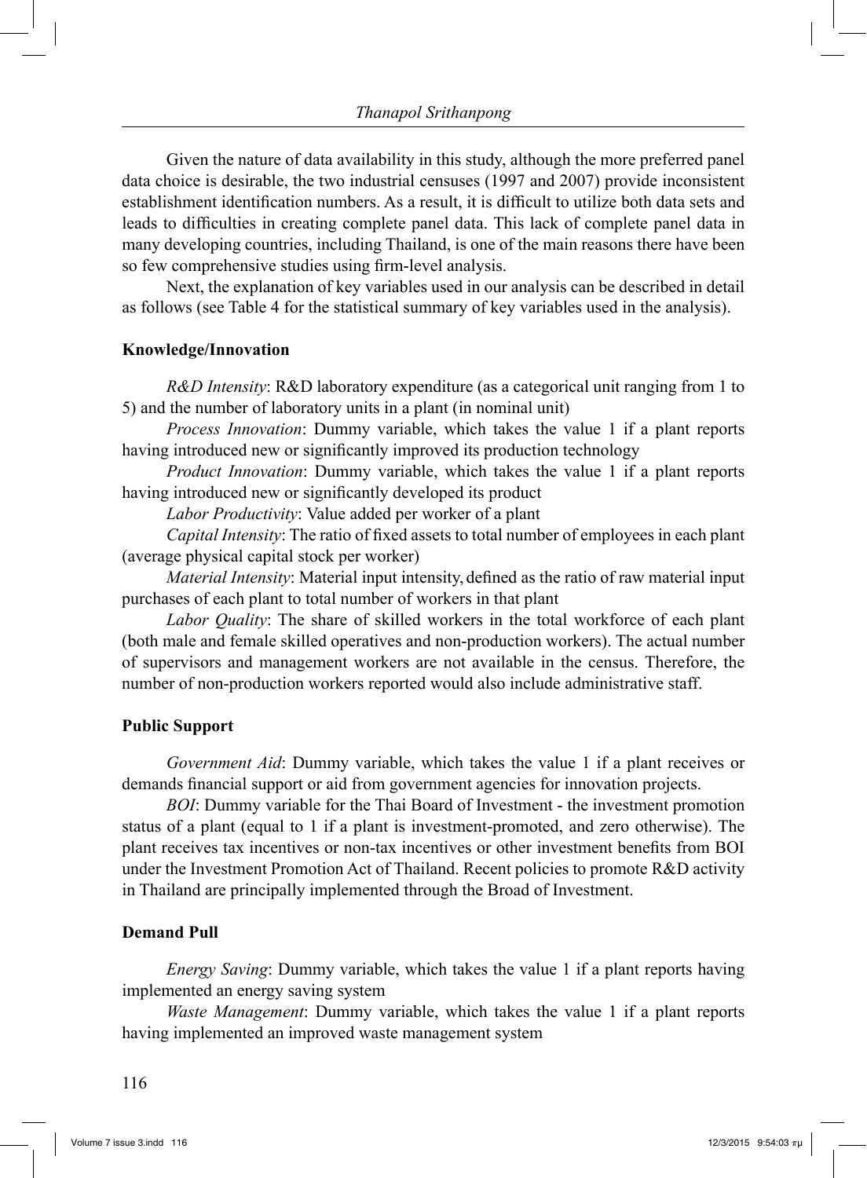Given the nature of data availability in this study, although the more preferred panel data choice is desirable, the two industrial censuses (1997 and 2007) provide inconsistent establishment identification numbers. As a result, it is difficult to utilize both data sets and leads to difficulties in creating complete panel data. This lack of complete panel data in many developing countries, including Thailand, is one of the main reasons there have been so few comprehensive studies using firm-level analysis.

Next, the explanation of key variables used in our analysis can be described in detail as follows (see Table 4 for the statistical summary of key variables used in the analysis).

**Knowledge/Innovation**

*R&D Intensity*: R&D laboratory expenditure (as a categorical unit ranging from 1 to 5) and the number of laboratory units in a plant (in nominal unit)

*Process Innovation*: Dummy variable, which takes the value 1 if a plant reports having introduced new or significantly improved its production technology

*Product Innovation*: Dummy variable, which takes the value 1 if a plant reports having introduced new or significantly developed its product

*Labor Productivity*: Value added per worker of a plant

*Capital Intensity*: The ratio of fixed assets to total number of employees in each plant (average physical capital stock per worker)

*Material Intensity*: Material input intensity, defined as the ratio of raw material input purchases of each plant to total number of workers in that plant

*Labor Quality*: The share of skilled workers in the total workforce of each plant (both male and female skilled operatives and non-production workers). The actual number of supervisors and management workers are not available in the census. Therefore, the number of non-production workers reported would also include administrative staff.

**Public Support**

*Government Aid*: Dummy variable, which takes the value 1 if a plant receives or demands financial support or aid from government agencies for innovation projects.

*BOI*: Dummy variable for the Thai Board of Investment - the investment promotion status of a plant (equal to 1 if a plant is investment-promoted, and zero otherwise). The plant receives tax incentives or non-tax incentives or other investment benefits from BOI under the Investment Promotion Act of Thailand. Recent policies to promote R&D activity in Thailand are principally implemented through the Broad of Investment.

**Demand Pull**

*Energy Saving*: Dummy variable, which takes the value 1 if a plant reports having implemented an energy saving system

*Waste Management*: Dummy variable, which takes the value 1 if a plant reports having implemented an improved waste management system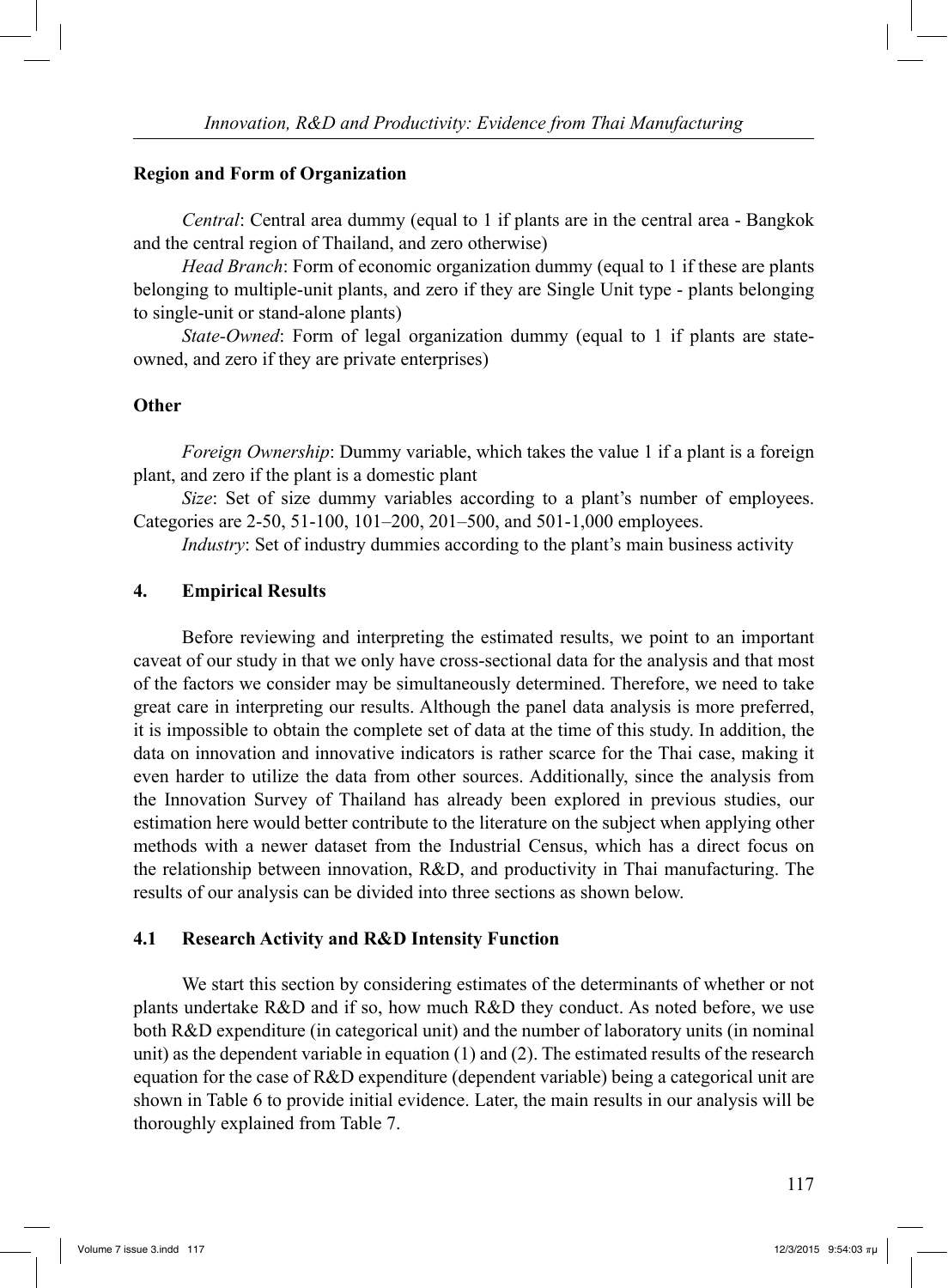**Region and Form of Organization**

*Central*: Central area dummy (equal to 1 if plants are in the central area - Bangkok and the central region of Thailand, and zero otherwise)

*Head Branch*: Form of economic organization dummy (equal to 1 if these are plants belonging to multiple-unit plants, and zero if they are Single Unit type - plants belonging to single-unit or stand-alone plants)

*State-Owned*: Form of legal organization dummy (equal to 1 if plants are state-owned, and zero if they are private enterprises)

**Other**

*Foreign Ownership*: Dummy variable, which takes the value 1 if a plant is a foreign plant, and zero if the plant is a domestic plant

*Size*: Set of size dummy variables according to a plant's number of employees. Categories are 2-50, 51-100, 101–200, 201–500, and 501-1,000 employees.

*Industry*: Set of industry dummies according to the plant's main business activity

## 4. Empirical Results

Before reviewing and interpreting the estimated results, we point to an important caveat of our study in that we only have cross-sectional data for the analysis and that most of the factors we consider may be simultaneously determined. Therefore, we need to take great care in interpreting our results. Although the panel data analysis is more preferred, it is impossible to obtain the complete set of data at the time of this study. In addition, the data on innovation and innovative indicators is rather scarce for the Thai case, making it even harder to utilize the data from other sources. Additionally, since the analysis from the Innovation Survey of Thailand has already been explored in previous studies, our estimation here would better contribute to the literature on the subject when applying other methods with a newer dataset from the Industrial Census, which has a direct focus on the relationship between innovation, R&D, and productivity in Thai manufacturing. The results of our analysis can be divided into three sections as shown below.

### 4.1 Research Activity and R&D Intensity Function

We start this section by considering estimates of the determinants of whether or not plants undertake R&D and if so, how much R&D they conduct. As noted before, we use both R&D expenditure (in categorical unit) and the number of laboratory units (in nominal unit) as the dependent variable in equation (1) and (2). The estimated results of the research equation for the case of R&D expenditure (dependent variable) being a categorical unit are shown in Table 6 to provide initial evidence. Later, the main results in our analysis will be thoroughly explained from Table 7.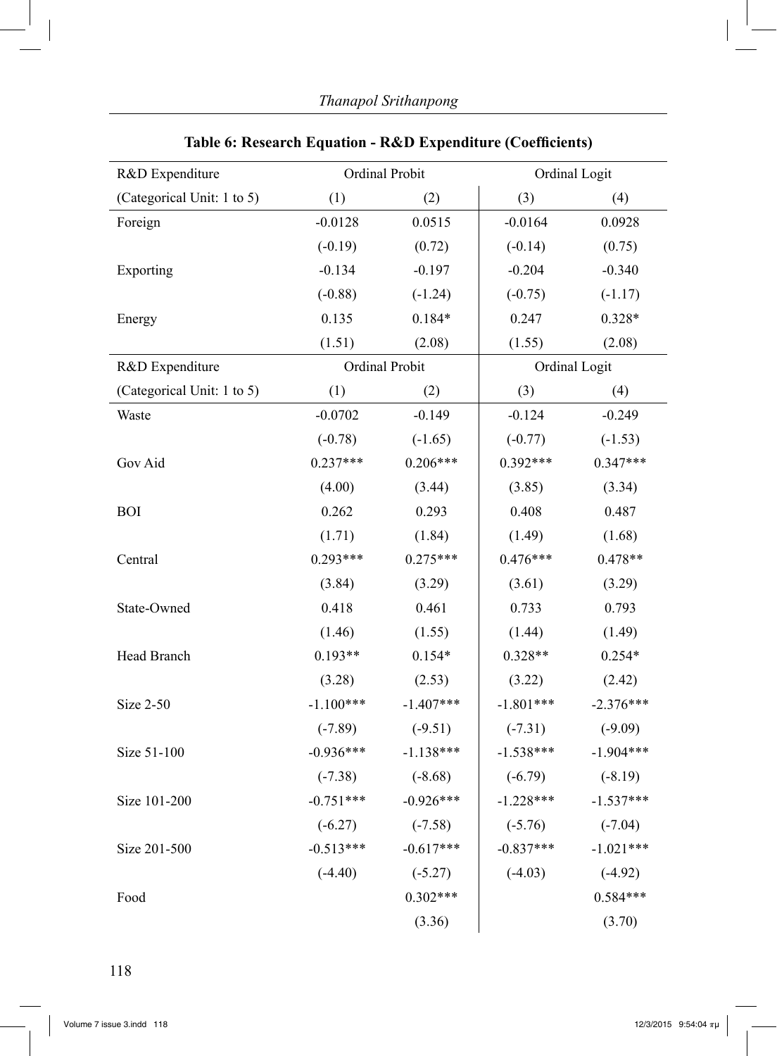**Table 6: Research Equation - R&D Expenditure (Coefficients)**

| R&D Expenditure | Ordinal Probit | | Ordinal Logit | |
|---|---|---|---|---|
| (Categorical Unit: 1 to 5) | (1) | (2) | (3) | (4) |
| Foreign | -0.0128 | 0.0515 | -0.0164 | 0.0928 |
| | (-0.19) | (0.72) | (-0.14) | (0.75) |
| Exporting | -0.134 | -0.197 | -0.204 | -0.340 |
| | (-0.88) | (-1.24) | (-0.75) | (-1.17) |
| Energy | 0.135 | 0.184* | 0.247 | 0.328* |
| | (1.51) | (2.08) | (1.55) | (2.08) |
| Waste | -0.0702 | -0.149 | -0.124 | -0.249 |
| | (-0.78) | (-1.65) | (-0.77) | (-1.53) |
| Gov Aid | 0.237*** | 0.206*** | 0.392*** | 0.347*** |
| | (4.00) | (3.44) | (3.85) | (3.34) |
| BOI | 0.262 | 0.293 | 0.408 | 0.487 |
| | (1.71) | (1.84) | (1.49) | (1.68) |
| Central | 0.293*** | 0.275*** | 0.476*** | 0.478** |
| | (3.84) | (3.29) | (3.61) | (3.29) |
| State-Owned | 0.418 | 0.461 | 0.733 | 0.793 |
| | (1.46) | (1.55) | (1.44) | (1.49) |
| Head Branch | 0.193** | 0.154* | 0.328** | 0.254* |
| | (3.28) | (2.53) | (3.22) | (2.42) |
| Size 2-50 | -1.100*** | -1.407*** | -1.801*** | -2.376*** |
| | (-7.89) | (-9.51) | (-7.31) | (-9.09) |
| Size 51-100 | -0.936*** | -1.138*** | -1.538*** | -1.904*** |
| | (-7.38) | (-8.68) | (-6.79) | (-8.19) |
| Size 101-200 | -0.751*** | -0.926*** | -1.228*** | -1.537*** |
| | (-6.27) | (-7.58) | (-5.76) | (-7.04) |
| Size 201-500 | -0.513*** | -0.617*** | -0.837*** | -1.021*** |
| | (-4.40) | (-5.27) | (-4.03) | (-4.92) |
| Food | | 0.302*** | | 0.584*** |
| | | (3.36) | | (3.70) |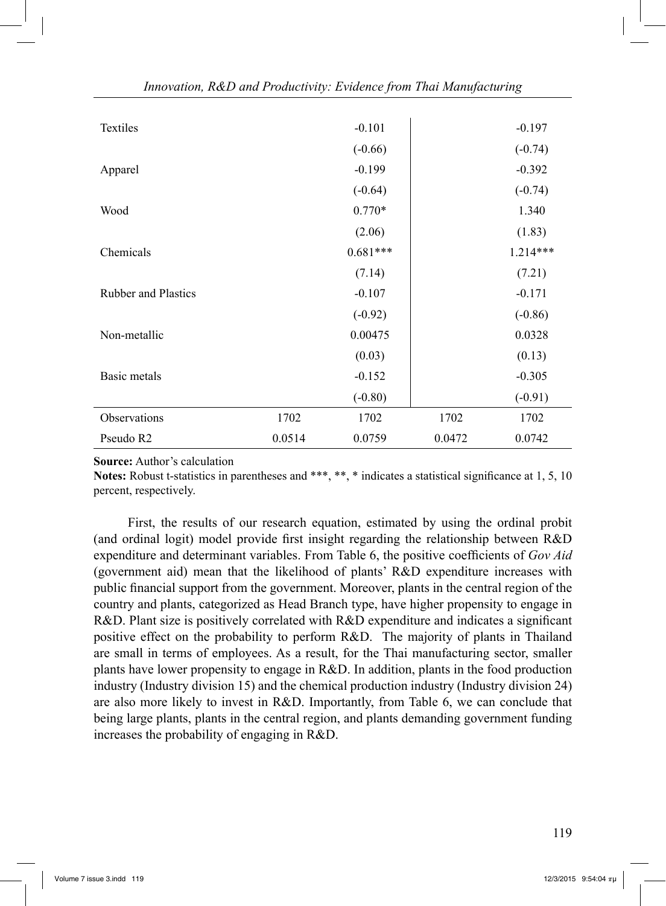| | | | | |
|---|---|---|---|---|
| Textiles | | -0.101 | | -0.197 |
| | | (-0.66) | | (-0.74) |
| Apparel | | -0.199 | | -0.392 |
| | | (-0.64) | | (-0.74) |
| Wood | | 0.770* | | 1.340 |
| | | (2.06) | | (1.83) |
| Chemicals | | 0.681*** | | 1.214*** |
| | | (7.14) | | (7.21) |
| Rubber and Plastics | | -0.107 | | -0.171 |
| | | (-0.92) | | (-0.86) |
| Non-metallic | | 0.00475 | | 0.0328 |
| | | (0.03) | | (0.13) |
| Basic metals | | -0.152 | | -0.305 |
| | | (-0.80) | | (-0.91) |
| Observations | 1702 | 1702 | 1702 | 1702 |
| Pseudo R2 | 0.0514 | 0.0759 | 0.0472 | 0.0742 |

**Source:** Author's calculation

**Notes:** Robust t-statistics in parentheses and ***, **, * indicates a statistical significance at 1, 5, 10 percent, respectively.

First, the results of our research equation, estimated by using the ordinal probit (and ordinal logit) model provide first insight regarding the relationship between R&D expenditure and determinant variables. From Table 6, the positive coefficients of *Gov Aid* (government aid) mean that the likelihood of plants' R&D expenditure increases with public financial support from the government. Moreover, plants in the central region of the country and plants, categorized as Head Branch type, have higher propensity to engage in R&D. Plant size is positively correlated with R&D expenditure and indicates a significant positive effect on the probability to perform R&D. The majority of plants in Thailand are small in terms of employees. As a result, for the Thai manufacturing sector, smaller plants have lower propensity to engage in R&D. In addition, plants in the food production industry (Industry division 15) and the chemical production industry (Industry division 24) are also more likely to invest in R&D. Importantly, from Table 6, we can conclude that being large plants, plants in the central region, and plants demanding government funding increases the probability of engaging in R&D.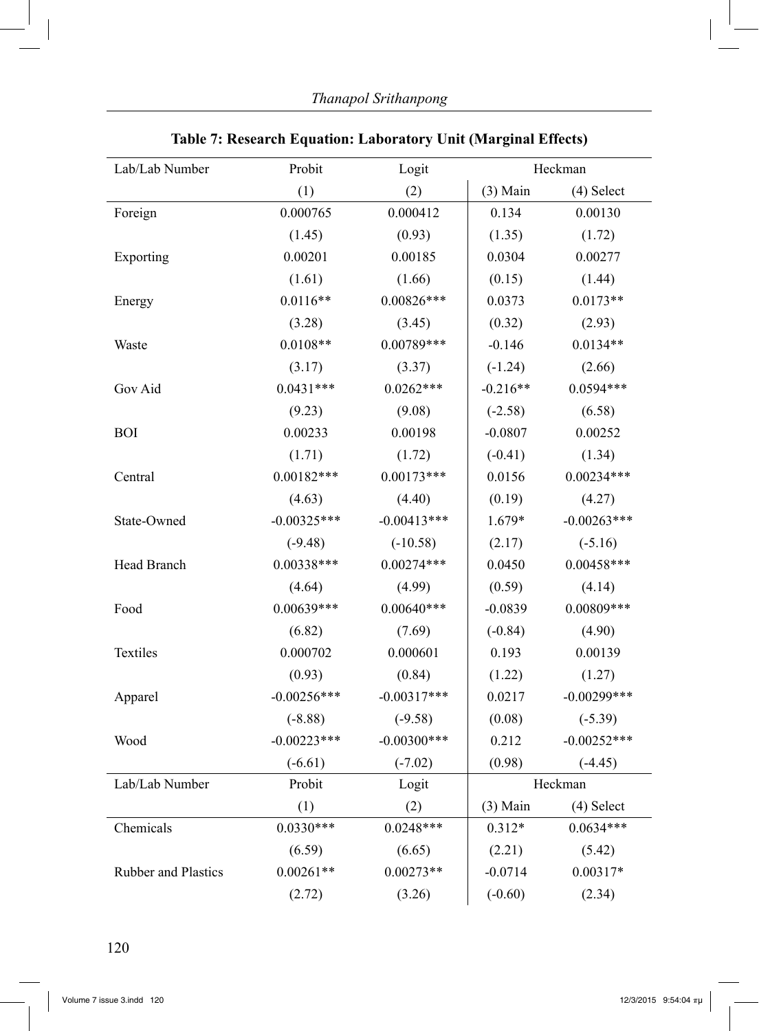**Table 7: Research Equation: Laboratory Unit (Marginal Effects)**

| Lab/Lab Number | Probit | Logit | Heckman | |
|---|---|---|---|---|
| | (1) | (2) | (3) Main | (4) Select |
| Foreign | 0.000765 | 0.000412 | 0.134 | 0.00130 |
| | (1.45) | (0.93) | (1.35) | (1.72) |
| Exporting | 0.00201 | 0.00185 | 0.0304 | 0.00277 |
| | (1.61) | (1.66) | (0.15) | (1.44) |
| Energy | 0.0116** | 0.00826*** | 0.0373 | 0.0173** |
| | (3.28) | (3.45) | (0.32) | (2.93) |
| Waste | 0.0108** | 0.00789*** | -0.146 | 0.0134** |
| | (3.17) | (3.37) | (-1.24) | (2.66) |
| Gov Aid | 0.0431*** | 0.0262*** | -0.216** | 0.0594*** |
| | (9.23) | (9.08) | (-2.58) | (6.58) |
| BOI | 0.00233 | 0.00198 | -0.0807 | 0.00252 |
| | (1.71) | (1.72) | (-0.41) | (1.34) |
| Central | 0.00182*** | 0.00173*** | 0.0156 | 0.00234*** |
| | (4.63) | (4.40) | (0.19) | (4.27) |
| State-Owned | -0.00325*** | -0.00413*** | 1.679* | -0.00263*** |
| | (-9.48) | (-10.58) | (2.17) | (-5.16) |
| Head Branch | 0.00338*** | 0.00274*** | 0.0450 | 0.00458*** |
| | (4.64) | (4.99) | (0.59) | (4.14) |
| Food | 0.00639*** | 0.00640*** | -0.0839 | 0.00809*** |
| | (6.82) | (7.69) | (-0.84) | (4.90) |
| Textiles | 0.000702 | 0.000601 | 0.193 | 0.00139 |
| | (0.93) | (0.84) | (1.22) | (1.27) |
| Apparel | -0.00256*** | -0.00317*** | 0.0217 | -0.00299*** |
| | (-8.88) | (-9.58) | (0.08) | (-5.39) |
| Wood | -0.00223*** | -0.00300*** | 0.212 | -0.00252*** |
| | (-6.61) | (-7.02) | (0.98) | (-4.45) |
| Chemicals | 0.0330*** | 0.0248*** | 0.312* | 0.0634*** |
| | (6.59) | (6.65) | (2.21) | (5.42) |
| Rubber and Plastics | 0.00261** | 0.00273** | -0.0714 | 0.00317* |
| | (2.72) | (3.26) | (-0.60) | (2.34) |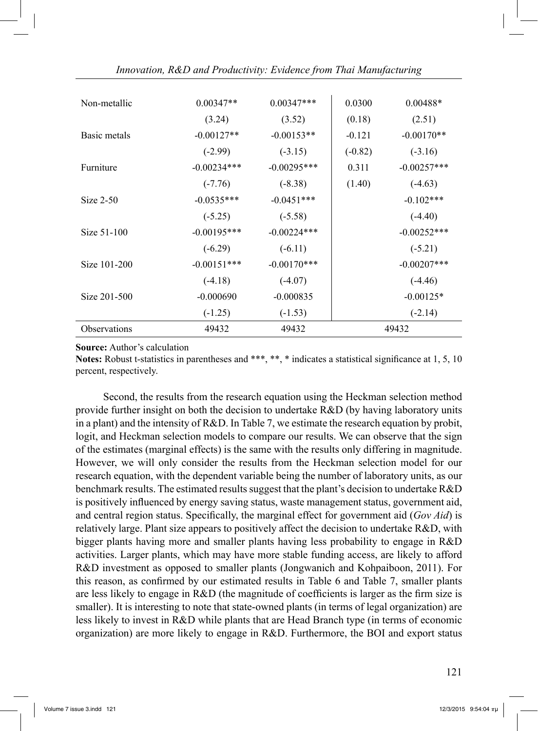| | | | | |
|---|---|---|---|---|
| Non-metallic | 0.00347** | 0.00347*** | 0.0300 | 0.00488* |
| | (3.24) | (3.52) | (0.18) | (2.51) |
| Basic metals | -0.00127** | -0.00153** | -0.121 | -0.00170** |
| | (-2.99) | (-3.15) | (-0.82) | (-3.16) |
| Furniture | -0.00234*** | -0.00295*** | 0.311 | -0.00257*** |
| | (-7.76) | (-8.38) | (1.40) | (-4.63) |
| Size 2-50 | -0.0535*** | -0.0451*** | | -0.102*** |
| | (-5.25) | (-5.58) | | (-4.40) |
| Size 51-100 | -0.00195*** | -0.00224*** | | -0.00252*** |
| | (-6.29) | (-6.11) | | (-5.21) |
| Size 101-200 | -0.00151*** | -0.00170*** | | -0.00207*** |
| | (-4.18) | (-4.07) | | (-4.46) |
| Size 201-500 | -0.000690 | -0.000835 | | -0.00125* |
| | (-1.25) | (-1.53) | | (-2.14) |
| Observations | 49432 | 49432 | 49432 | |

**Source:** Author's calculation

**Notes:** Robust t-statistics in parentheses and ***, **, * indicates a statistical significance at 1, 5, 10 percent, respectively.

Second, the results from the research equation using the Heckman selection method provide further insight on both the decision to undertake R&D (by having laboratory units in a plant) and the intensity of R&D. In Table 7, we estimate the research equation by probit, logit, and Heckman selection models to compare our results. We can observe that the sign of the estimates (marginal effects) is the same with the results only differing in magnitude. However, we will only consider the results from the Heckman selection model for our research equation, with the dependent variable being the number of laboratory units, as our benchmark results. The estimated results suggest that the plant's decision to undertake R&D is positively influenced by energy saving status, waste management status, government aid, and central region status. Specifically, the marginal effect for government aid (*Gov Aid*) is relatively large. Plant size appears to positively affect the decision to undertake R&D, with bigger plants having more and smaller plants having less probability to engage in R&D activities. Larger plants, which may have more stable funding access, are likely to afford R&D investment as opposed to smaller plants (Jongwanich and Kohpaiboon, 2011). For this reason, as confirmed by our estimated results in Table 6 and Table 7, smaller plants are less likely to engage in R&D (the magnitude of coefficients is larger as the firm size is smaller). It is interesting to note that state-owned plants (in terms of legal organization) are less likely to invest in R&D while plants that are Head Branch type (in terms of economic organization) are more likely to engage in R&D. Furthermore, the BOI and export status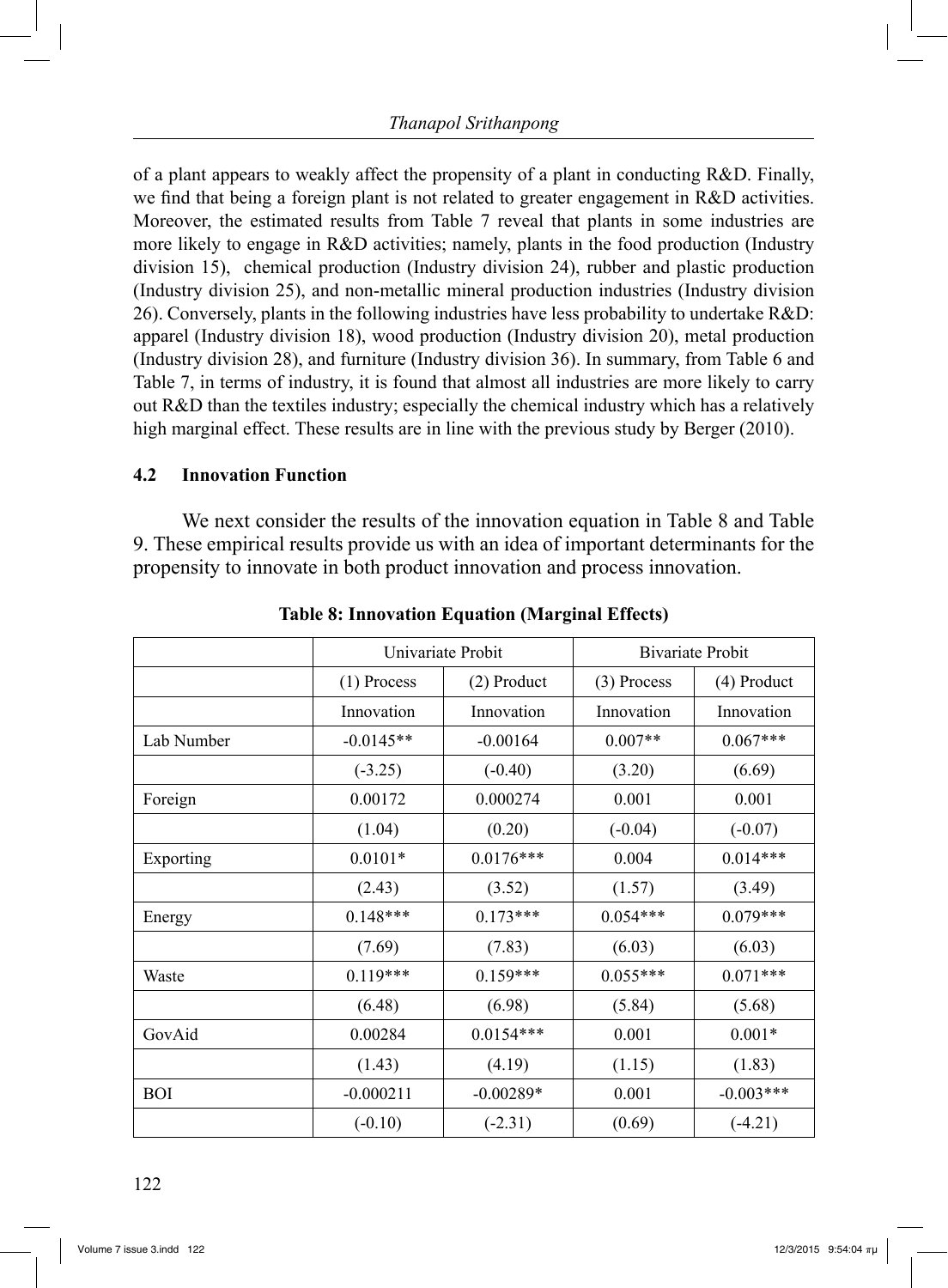of a plant appears to weakly affect the propensity of a plant in conducting R&D. Finally, we find that being a foreign plant is not related to greater engagement in R&D activities. Moreover, the estimated results from Table 7 reveal that plants in some industries are more likely to engage in R&D activities; namely, plants in the food production (Industry division 15), chemical production (Industry division 24), rubber and plastic production (Industry division 25), and non-metallic mineral production industries (Industry division 26). Conversely, plants in the following industries have less probability to undertake R&D: apparel (Industry division 18), wood production (Industry division 20), metal production (Industry division 28), and furniture (Industry division 36). In summary, from Table 6 and Table 7, in terms of industry, it is found that almost all industries are more likely to carry out R&D than the textiles industry; especially the chemical industry which has a relatively high marginal effect. These results are in line with the previous study by Berger (2010).

### 4.2 Innovation Function

We next consider the results of the innovation equation in Table 8 and Table 9. These empirical results provide us with an idea of important determinants for the propensity to innovate in both product innovation and process innovation.

**Table 8: Innovation Equation (Marginal Effects)**

| | Univariate Probit | | Bivariate Probit | |
|---|---|---|---|---|
| | (1) Process Innovation | (2) Product Innovation | (3) Process Innovation | (4) Product Innovation |
| Lab Number | -0.0145** | -0.00164 | 0.007** | 0.067*** |
| | (-3.25) | (-0.40) | (3.20) | (6.69) |
| Foreign | 0.00172 | 0.000274 | 0.001 | 0.001 |
| | (1.04) | (0.20) | (-0.04) | (-0.07) |
| Exporting | 0.0101* | 0.0176*** | 0.004 | 0.014*** |
| | (2.43) | (3.52) | (1.57) | (3.49) |
| Energy | 0.148*** | 0.173*** | 0.054*** | 0.079*** |
| | (7.69) | (7.83) | (6.03) | (6.03) |
| Waste | 0.119*** | 0.159*** | 0.055*** | 0.071*** |
| | (6.48) | (6.98) | (5.84) | (5.68) |
| GovAid | 0.00284 | 0.0154*** | 0.001 | 0.001* |
| | (1.43) | (4.19) | (1.15) | (1.83) |
| BOI | -0.000211 | -0.00289* | 0.001 | -0.003*** |
| | (-0.10) | (-2.31) | (0.69) | (-4.21) |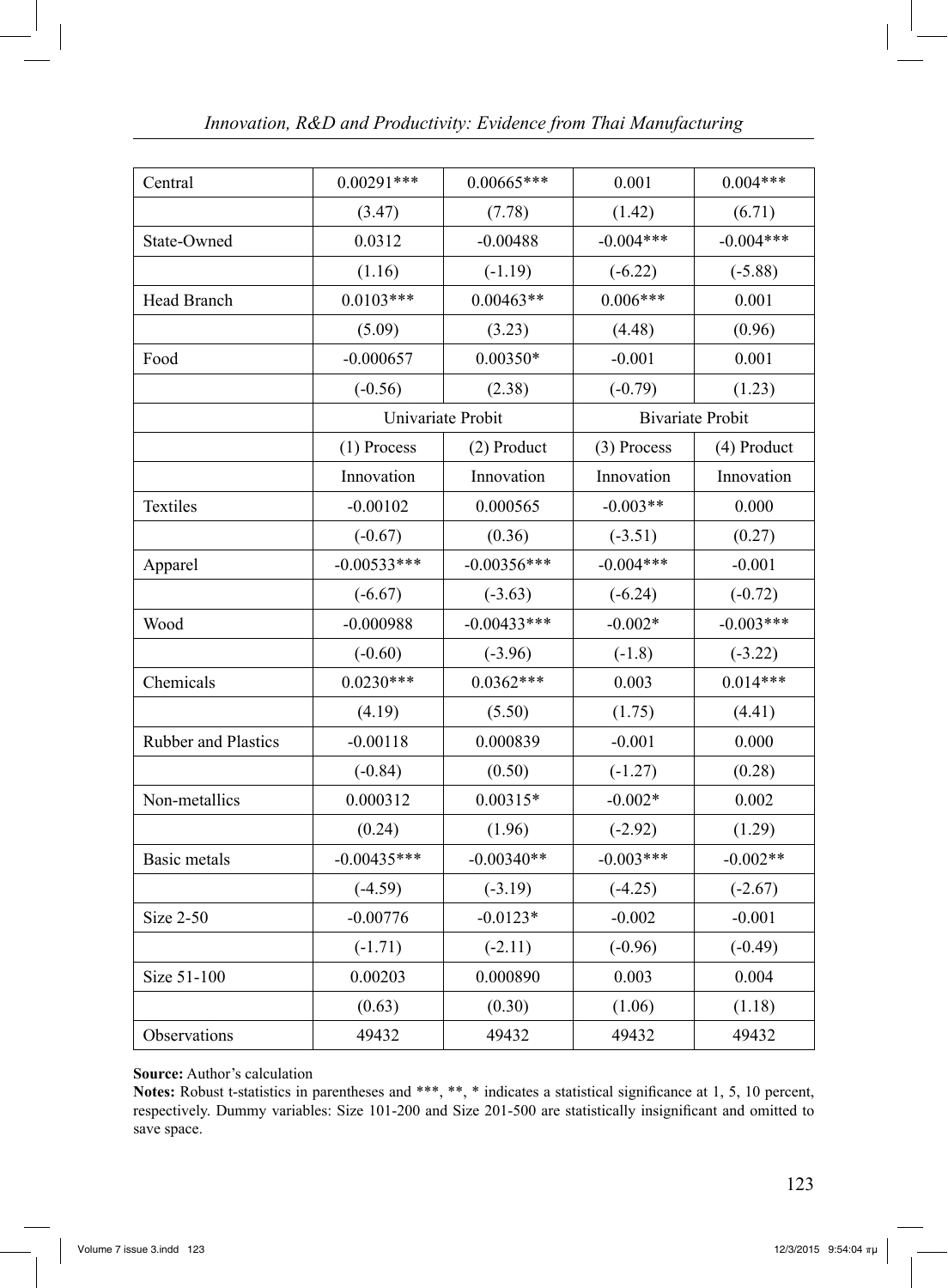| Central | 0.00291*** | 0.00665*** | 0.001 | 0.004*** |
|---|---|---|---|---|
| | (3.47) | (7.78) | (1.42) | (6.71) |
| State-Owned | 0.0312 | -0.00488 | -0.004*** | -0.004*** |
| | (1.16) | (-1.19) | (-6.22) | (-5.88) |
| Head Branch | 0.0103*** | 0.00463** | 0.006*** | 0.001 |
| | (5.09) | (3.23) | (4.48) | (0.96) |
| Food | -0.000657 | 0.00350* | -0.001 | 0.001 |
| | (-0.56) | (2.38) | (-0.79) | (1.23) |
| | Univariate Probit | | Bivariate Probit | |
| | (1) Process Innovation | (2) Product Innovation | (3) Process Innovation | (4) Product Innovation |
| Textiles | -0.00102 | 0.000565 | -0.003** | 0.000 |
| | (-0.67) | (0.36) | (-3.51) | (0.27) |
| Apparel | -0.00533*** | -0.00356*** | -0.004*** | -0.001 |
| | (-6.67) | (-3.63) | (-6.24) | (-0.72) |
| Wood | -0.000988 | -0.00433*** | -0.002* | -0.003*** |
| | (-0.60) | (-3.96) | (-1.8) | (-3.22) |
| Chemicals | 0.0230*** | 0.0362*** | 0.003 | 0.014*** |
| | (4.19) | (5.50) | (1.75) | (4.41) |
| Rubber and Plastics | -0.00118 | 0.000839 | -0.001 | 0.000 |
| | (-0.84) | (0.50) | (-1.27) | (0.28) |
| Non-metallics | 0.000312 | 0.00315* | -0.002* | 0.002 |
| | (0.24) | (1.96) | (-2.92) | (1.29) |
| Basic metals | -0.00435*** | -0.00340** | -0.003*** | -0.002** |
| | (-4.59) | (-3.19) | (-4.25) | (-2.67) |
| Size 2-50 | -0.00776 | -0.0123* | -0.002 | -0.001 |
| | (-1.71) | (-2.11) | (-0.96) | (-0.49) |
| Size 51-100 | 0.00203 | 0.000890 | 0.003 | 0.004 |
| | (0.63) | (0.30) | (1.06) | (1.18) |
| Observations | 49432 | 49432 | 49432 | 49432 |

**Source:** Author's calculation

**Notes:** Robust t-statistics in parentheses and ***, **, * indicates a statistical significance at 1, 5, 10 percent, respectively. Dummy variables: Size 101-200 and Size 201-500 are statistically insignificant and omitted to save space.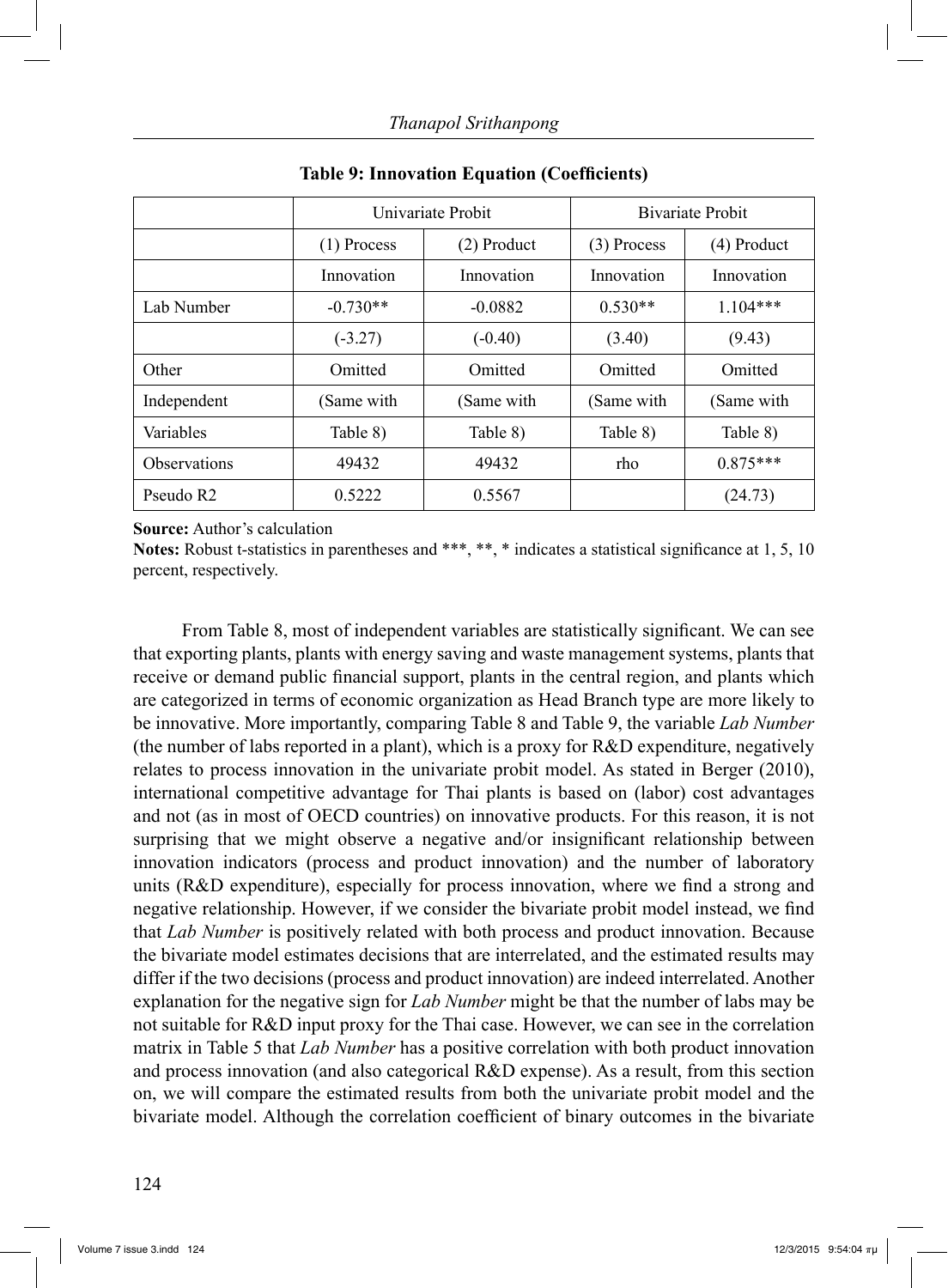**Table 9: Innovation Equation (Coefficients)**

| | Univariate Probit | | Bivariate Probit | |
|---|---|---|---|---|
| | (1) Process | (2) Product | (3) Process | (4) Product |
| | Innovation | Innovation | Innovation | Innovation |
| Lab Number | -0.730** | -0.0882 | 0.530** | 1.104*** |
| | (-3.27) | (-0.40) | (3.40) | (9.43) |
| Other | Omitted | Omitted | Omitted | Omitted |
| Independent | (Same with | (Same with | (Same with | (Same with |
| Variables | Table 8) | Table 8) | Table 8) | Table 8) |
| Observations | 49432 | 49432 | rho | 0.875*** |
| Pseudo R2 | 0.5222 | 0.5567 | | (24.73) |

**Source:** Author's calculation

**Notes:** Robust t-statistics in parentheses and ***, **, * indicates a statistical significance at 1, 5, 10 percent, respectively.

From Table 8, most of independent variables are statistically significant. We can see that exporting plants, plants with energy saving and waste management systems, plants that receive or demand public financial support, plants in the central region, and plants which are categorized in terms of economic organization as Head Branch type are more likely to be innovative. More importantly, comparing Table 8 and Table 9, the variable *Lab Number* (the number of labs reported in a plant), which is a proxy for R&D expenditure, negatively relates to process innovation in the univariate probit model. As stated in Berger (2010), international competitive advantage for Thai plants is based on (labor) cost advantages and not (as in most of OECD countries) on innovative products. For this reason, it is not surprising that we might observe a negative and/or insignificant relationship between innovation indicators (process and product innovation) and the number of laboratory units (R&D expenditure), especially for process innovation, where we find a strong and negative relationship. However, if we consider the bivariate probit model instead, we find that *Lab Number* is positively related with both process and product innovation. Because the bivariate model estimates decisions that are interrelated, and the estimated results may differ if the two decisions (process and product innovation) are indeed interrelated. Another explanation for the negative sign for *Lab Number* might be that the number of labs may be not suitable for R&D input proxy for the Thai case. However, we can see in the correlation matrix in Table 5 that *Lab Number* has a positive correlation with both product innovation and process innovation (and also categorical R&D expense). As a result, from this section on, we will compare the estimated results from both the univariate probit model and the bivariate model. Although the correlation coefficient of binary outcomes in the bivariate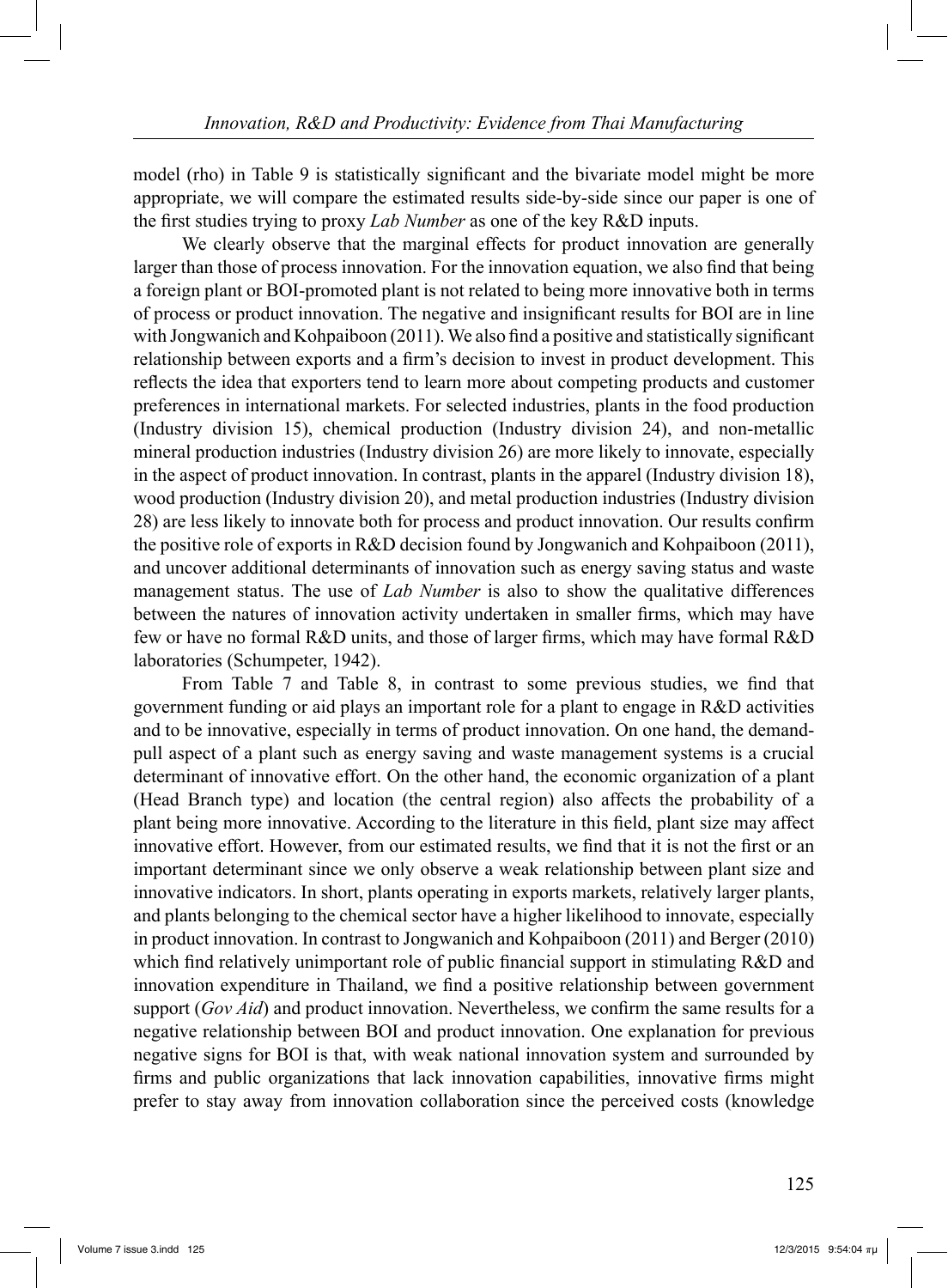model (rho) in Table 9 is statistically significant and the bivariate model might be more appropriate, we will compare the estimated results side-by-side since our paper is one of the first studies trying to proxy *Lab Number* as one of the key R&D inputs.

We clearly observe that the marginal effects for product innovation are generally larger than those of process innovation. For the innovation equation, we also find that being a foreign plant or BOI-promoted plant is not related to being more innovative both in terms of process or product innovation. The negative and insignificant results for BOI are in line with Jongwanich and Kohpaiboon (2011). We also find a positive and statistically significant relationship between exports and a firm's decision to invest in product development. This reflects the idea that exporters tend to learn more about competing products and customer preferences in international markets. For selected industries, plants in the food production (Industry division 15), chemical production (Industry division 24), and non-metallic mineral production industries (Industry division 26) are more likely to innovate, especially in the aspect of product innovation. In contrast, plants in the apparel (Industry division 18), wood production (Industry division 20), and metal production industries (Industry division 28) are less likely to innovate both for process and product innovation. Our results confirm the positive role of exports in R&D decision found by Jongwanich and Kohpaiboon (2011), and uncover additional determinants of innovation such as energy saving status and waste management status. The use of *Lab Number* is also to show the qualitative differences between the natures of innovation activity undertaken in smaller firms, which may have few or have no formal R&D units, and those of larger firms, which may have formal R&D laboratories (Schumpeter, 1942).

From Table 7 and Table 8, in contrast to some previous studies, we find that government funding or aid plays an important role for a plant to engage in R&D activities and to be innovative, especially in terms of product innovation. On one hand, the demand-pull aspect of a plant such as energy saving and waste management systems is a crucial determinant of innovative effort. On the other hand, the economic organization of a plant (Head Branch type) and location (the central region) also affects the probability of a plant being more innovative. According to the literature in this field, plant size may affect innovative effort. However, from our estimated results, we find that it is not the first or an important determinant since we only observe a weak relationship between plant size and innovative indicators. In short, plants operating in exports markets, relatively larger plants, and plants belonging to the chemical sector have a higher likelihood to innovate, especially in product innovation. In contrast to Jongwanich and Kohpaiboon (2011) and Berger (2010) which find relatively unimportant role of public financial support in stimulating R&D and innovation expenditure in Thailand, we find a positive relationship between government support (*Gov Aid*) and product innovation. Nevertheless, we confirm the same results for a negative relationship between BOI and product innovation. One explanation for previous negative signs for BOI is that, with weak national innovation system and surrounded by firms and public organizations that lack innovation capabilities, innovative firms might prefer to stay away from innovation collaboration since the perceived costs (knowledge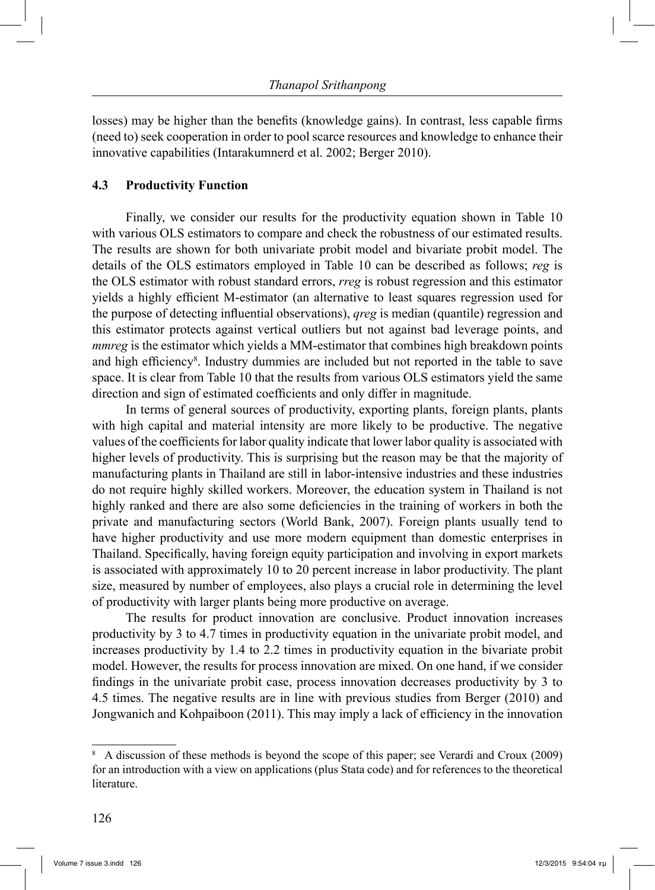losses) may be higher than the benefits (knowledge gains). In contrast, less capable firms (need to) seek cooperation in order to pool scarce resources and knowledge to enhance their innovative capabilities (Intarakumnerd et al. 2002; Berger 2010).

### 4.3 Productivity Function

Finally, we consider our results for the productivity equation shown in Table 10 with various OLS estimators to compare and check the robustness of our estimated results. The results are shown for both univariate probit model and bivariate probit model. The details of the OLS estimators employed in Table 10 can be described as follows; *reg* is the OLS estimator with robust standard errors, *rreg* is robust regression and this estimator yields a highly efficient M-estimator (an alternative to least squares regression used for the purpose of detecting influential observations), *qreg* is median (quantile) regression and this estimator protects against vertical outliers but not against bad leverage points, and *mmreg* is the estimator which yields a MM-estimator that combines high breakdown points and high efficiency[8]. Industry dummies are included but not reported in the table to save space. It is clear from Table 10 that the results from various OLS estimators yield the same direction and sign of estimated coefficients and only differ in magnitude.

In terms of general sources of productivity, exporting plants, foreign plants, plants with high capital and material intensity are more likely to be productive. The negative values of the coefficients for labor quality indicate that lower labor quality is associated with higher levels of productivity. This is surprising but the reason may be that the majority of manufacturing plants in Thailand are still in labor-intensive industries and these industries do not require highly skilled workers. Moreover, the education system in Thailand is not highly ranked and there are also some deficiencies in the training of workers in both the private and manufacturing sectors (World Bank, 2007). Foreign plants usually tend to have higher productivity and use more modern equipment than domestic enterprises in Thailand. Specifically, having foreign equity participation and involving in export markets is associated with approximately 10 to 20 percent increase in labor productivity. The plant size, measured by number of employees, also plays a crucial role in determining the level of productivity with larger plants being more productive on average.

The results for product innovation are conclusive. Product innovation increases productivity by 3 to 4.7 times in productivity equation in the univariate probit model, and increases productivity by 1.4 to 2.2 times in productivity equation in the bivariate probit model. However, the results for process innovation are mixed. On one hand, if we consider findings in the univariate probit case, process innovation decreases productivity by 3 to 4.5 times. The negative results are in line with previous studies from Berger (2010) and Jongwanich and Kohpaiboon (2011). This may imply a lack of efficiency in the innovation

---

[8] A discussion of these methods is beyond the scope of this paper; see Verardi and Croux (2009) for an introduction with a view on applications (plus Stata code) and for references to the theoretical literature.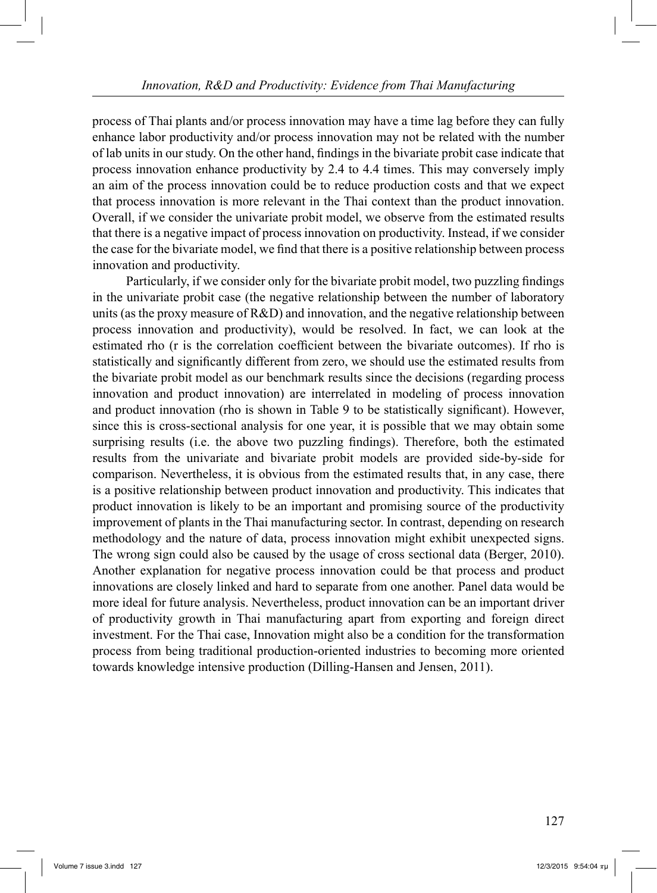process of Thai plants and/or process innovation may have a time lag before they can fully enhance labor productivity and/or process innovation may not be related with the number of lab units in our study. On the other hand, findings in the bivariate probit case indicate that process innovation enhance productivity by 2.4 to 4.4 times. This may conversely imply an aim of the process innovation could be to reduce production costs and that we expect that process innovation is more relevant in the Thai context than the product innovation. Overall, if we consider the univariate probit model, we observe from the estimated results that there is a negative impact of process innovation on productivity. Instead, if we consider the case for the bivariate model, we find that there is a positive relationship between process innovation and productivity.

Particularly, if we consider only for the bivariate probit model, two puzzling findings in the univariate probit case (the negative relationship between the number of laboratory units (as the proxy measure of R&D) and innovation, and the negative relationship between process innovation and productivity), would be resolved. In fact, we can look at the estimated rho (r is the correlation coefficient between the bivariate outcomes). If rho is statistically and significantly different from zero, we should use the estimated results from the bivariate probit model as our benchmark results since the decisions (regarding process innovation and product innovation) are interrelated in modeling of process innovation and product innovation (rho is shown in Table 9 to be statistically significant). However, since this is cross-sectional analysis for one year, it is possible that we may obtain some surprising results (i.e. the above two puzzling findings). Therefore, both the estimated results from the univariate and bivariate probit models are provided side-by-side for comparison. Nevertheless, it is obvious from the estimated results that, in any case, there is a positive relationship between product innovation and productivity. This indicates that product innovation is likely to be an important and promising source of the productivity improvement of plants in the Thai manufacturing sector. In contrast, depending on research methodology and the nature of data, process innovation might exhibit unexpected signs. The wrong sign could also be caused by the usage of cross sectional data (Berger, 2010). Another explanation for negative process innovation could be that process and product innovations are closely linked and hard to separate from one another. Panel data would be more ideal for future analysis. Nevertheless, product innovation can be an important driver of productivity growth in Thai manufacturing apart from exporting and foreign direct investment. For the Thai case, Innovation might also be a condition for the transformation process from being traditional production-oriented industries to becoming more oriented towards knowledge intensive production (Dilling-Hansen and Jensen, 2011).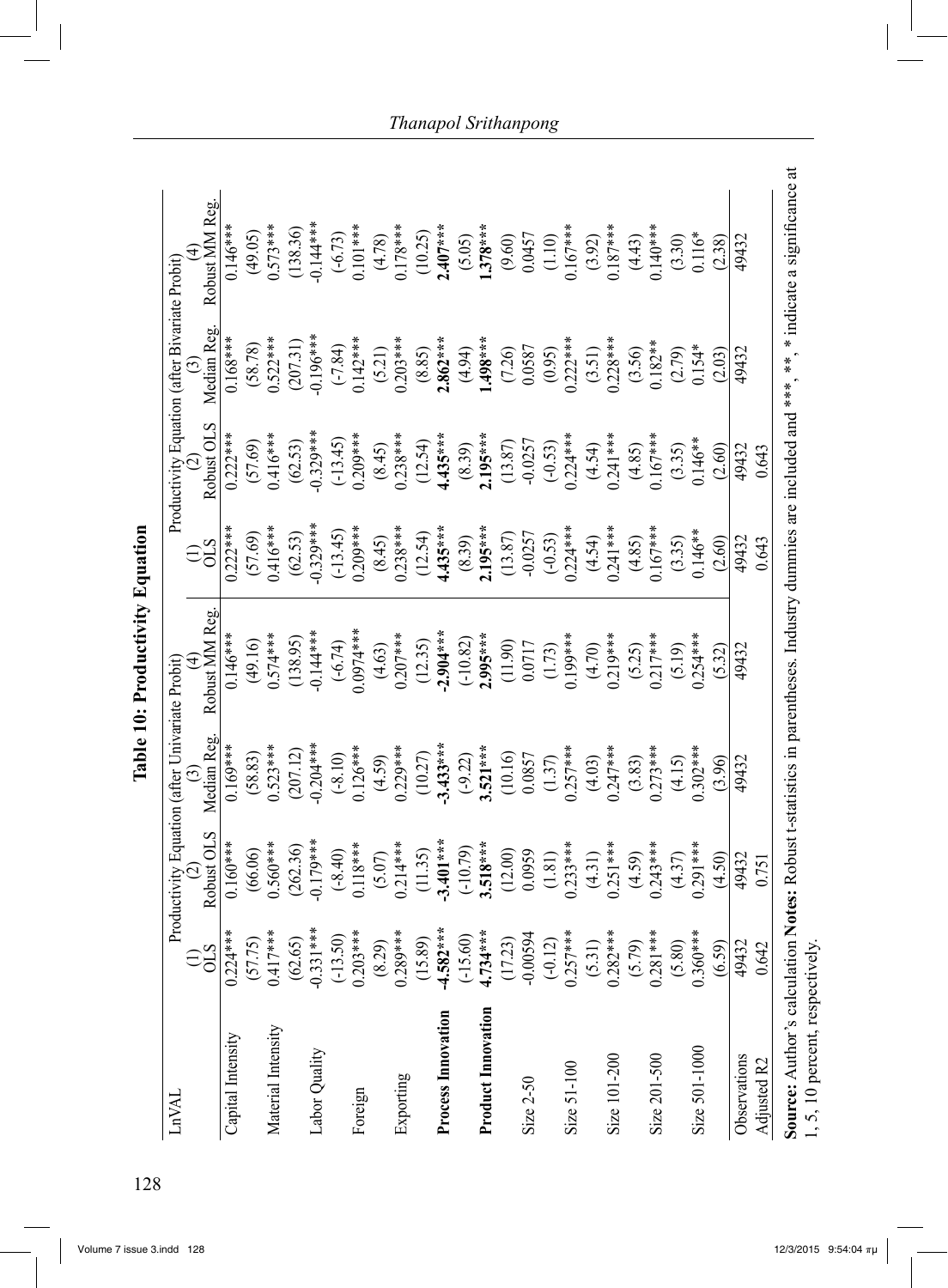# Table 10: Productivity Equation

| LnVAL | Productivity Equation (after Univariate Probit) | | | | Productivity Equation (after Bivariate Probit) | | | |
|---|---|---|---|---|---|---|---|---|
| | (1) OLS | (2) Robust OLS | (3) Median Reg. | (4) Robust MM Reg. | (1) OLS | (2) Robust OLS | (3) Median Reg. | (4) Robust MM Reg. |
| Capital Intensity | 0.224*** | 0.160*** | 0.169*** | 0.146*** | 0.222*** | 0.222*** | 0.168*** | 0.146*** |
| | (57.75) | (66.06) | (58.83) | (49.16) | (57.69) | (57.69) | (58.78) | (49.05) |
| Material Intensity | 0.417*** | 0.560*** | 0.523*** | 0.574*** | 0.416*** | 0.416*** | 0.522*** | 0.573*** |
| | (62.65) | (262.36) | (207.12) | (138.95) | (62.53) | (62.53) | (207.31) | (138.36) |
| Labor Quality | -0.331*** | -0.179*** | -0.204*** | -0.144*** | -0.329*** | -0.329*** | -0.196*** | -0.144*** |
| | (-13.50) | (-8.40) | (-8.10) | (-6.74) | (-13.45) | (-13.45) | (-7.84) | (-6.73) |
| Foreign | 0.203*** | 0.118*** | 0.126*** | 0.0974*** | 0.209*** | 0.209*** | 0.142*** | 0.101*** |
| | (8.29) | (5.07) | (4.59) | (4.63) | (8.45) | (8.45) | (5.21) | (4.78) |
| Exporting | 0.289*** | 0.214*** | 0.229*** | 0.207*** | 0.238*** | 0.238*** | 0.203*** | 0.178*** |
| | (15.89) | (11.35) | (10.27) | (12.35) | (12.54) | (12.54) | (8.85) | (10.25) |
| **Process Innovation** | **-4.582***** | **-3.401***** | **-3.433***** | **-2.904***** | **4.435***** | **4.435***** | **2.862***** | **2.407***** |
| | (-15.60) | (-10.79) | (-9.22) | (-10.82) | (8.39) | (8.39) | (4.94) | (5.05) |
| **Product Innovation** | **4.734***** | **3.518***** | **3.521***** | **2.995***** | **2.195***** | **2.195***** | **1.498***** | **1.378***** |
| | (17.23) | (12.00) | (10.16) | (11.90) | (13.87) | (13.87) | (7.26) | (9.60) |
| Size 2-50 | -0.00594 | 0.0959 | 0.0857 | 0.0717 | -0.0257 | -0.0257 | 0.0587 | 0.0457 |
| | (-0.12) | (1.81) | (1.37) | (1.73) | (-0.53) | (-0.53) | (0.95) | (1.10) |
| Size 51-100 | 0.257*** | 0.233*** | 0.257*** | 0.199*** | 0.224*** | 0.224*** | 0.222*** | 0.167*** |
| | (5.31) | (4.31) | (4.03) | (4.70) | (4.54) | (4.54) | (3.51) | (3.92) |
| Size 101-200 | 0.282*** | 0.251*** | 0.247*** | 0.219*** | 0.241*** | 0.241*** | 0.228*** | 0.187*** |
| | (5.79) | (4.59) | (3.83) | (5.25) | (4.85) | (4.85) | (3.56) | (4.43) |
| Size 201-500 | 0.281*** | 0.243*** | 0.273*** | 0.217*** | 0.167*** | 0.167*** | 0.182** | 0.140*** |
| | (5.80) | (4.37) | (4.15) | (5.19) | (3.35) | (3.35) | (2.79) | (3.30) |
| Size 501-1000 | 0.360*** | 0.291*** | 0.302*** | 0.254*** | 0.146** | 0.146** | 0.154* | 0.116* |
| | (6.59) | (4.50) | (3.96) | (5.32) | (2.60) | (2.60) | (2.03) | (2.38) |
| Observations | 49432 | 49432 | 49432 | 49432 | 49432 | 49432 | 49432 | 49432 |
| Adjusted R2 | 0.642 | 0.751 | | | 0.643 | 0.643 | | |

**Source:** Author's calculation **Notes:** Robust t-statistics in parentheses. Industry dummies are included and ***, **, * indicate a significance at 1, 5, 10 percent, respectively.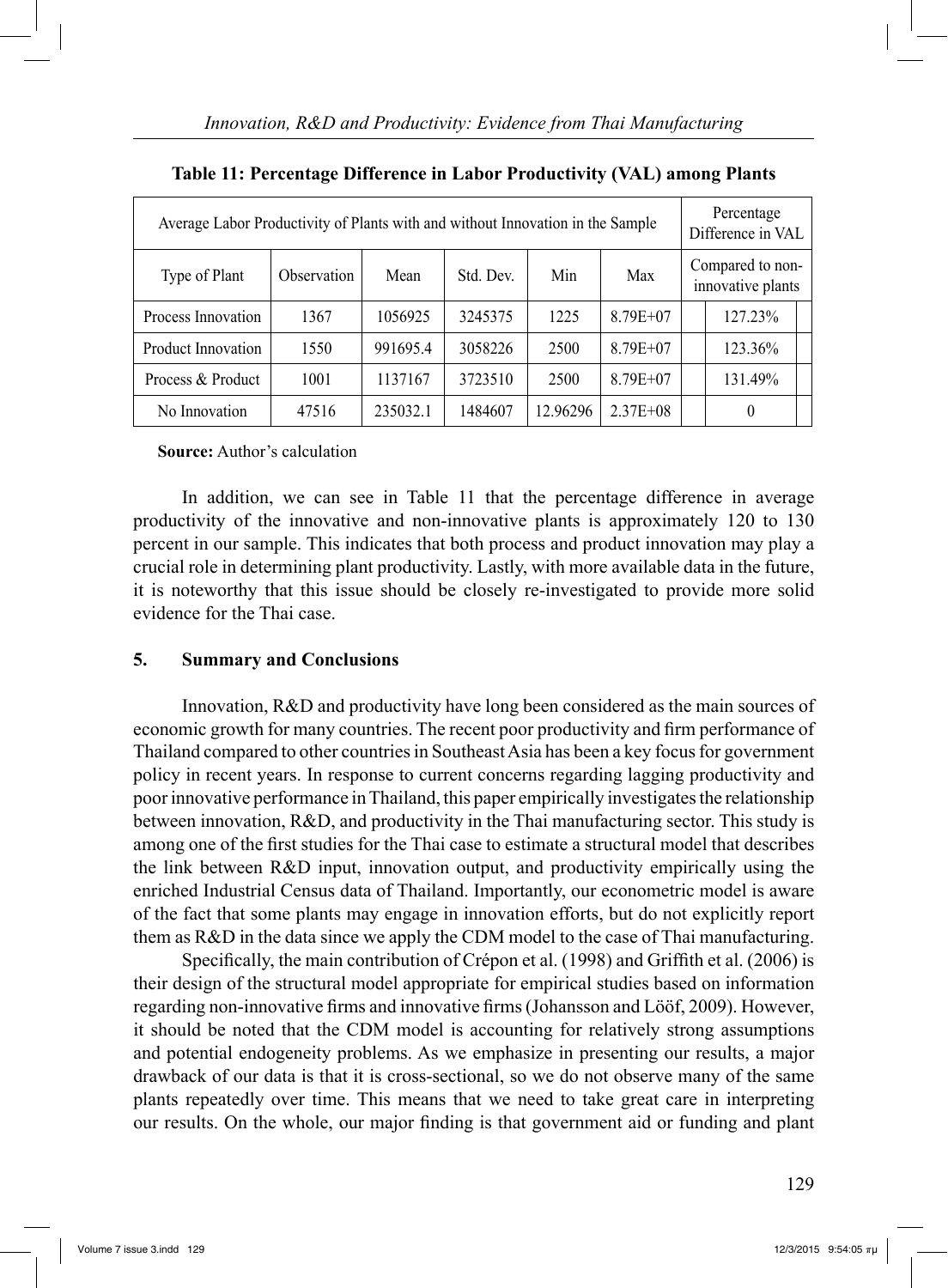**Table 11: Percentage Difference in Labor Productivity (VAL) among Plants**

| Average Labor Productivity of Plants with and without Innovation in the Sample | | | | | | Percentage Difference in VAL |
|---|---|---|---|---|---|---|
| Type of Plant | Observation | Mean | Std. Dev. | Min | Max | Compared to non-innovative plants |
| Process Innovation | 1367 | 1056925 | 3245375 | 1225 | 8.79E+07 | 127.23% |
| Product Innovation | 1550 | 991695.4 | 3058226 | 2500 | 8.79E+07 | 123.36% |
| Process & Product | 1001 | 1137167 | 3723510 | 2500 | 8.79E+07 | 131.49% |
| No Innovation | 47516 | 235032.1 | 1484607 | 12.96296 | 2.37E+08 | 0 |

**Source:** Author's calculation

In addition, we can see in Table 11 that the percentage difference in average productivity of the innovative and non-innovative plants is approximately 120 to 130 percent in our sample. This indicates that both process and product innovation may play a crucial role in determining plant productivity. Lastly, with more available data in the future, it is noteworthy that this issue should be closely re-investigated to provide more solid evidence for the Thai case.

## 5. Summary and Conclusions

Innovation, R&D and productivity have long been considered as the main sources of economic growth for many countries. The recent poor productivity and firm performance of Thailand compared to other countries in Southeast Asia has been a key focus for government policy in recent years. In response to current concerns regarding lagging productivity and poor innovative performance in Thailand, this paper empirically investigates the relationship between innovation, R&D, and productivity in the Thai manufacturing sector. This study is among one of the first studies for the Thai case to estimate a structural model that describes the link between R&D input, innovation output, and productivity empirically using the enriched Industrial Census data of Thailand. Importantly, our econometric model is aware of the fact that some plants may engage in innovation efforts, but do not explicitly report them as R&D in the data since we apply the CDM model to the case of Thai manufacturing.

Specifically, the main contribution of Crépon et al. (1998) and Griffith et al. (2006) is their design of the structural model appropriate for empirical studies based on information regarding non-innovative firms and innovative firms (Johansson and Lööf, 2009). However, it should be noted that the CDM model is accounting for relatively strong assumptions and potential endogeneity problems. As we emphasize in presenting our results, a major drawback of our data is that it is cross-sectional, so we do not observe many of the same plants repeatedly over time. This means that we need to take great care in interpreting our results. On the whole, our major finding is that government aid or funding and plant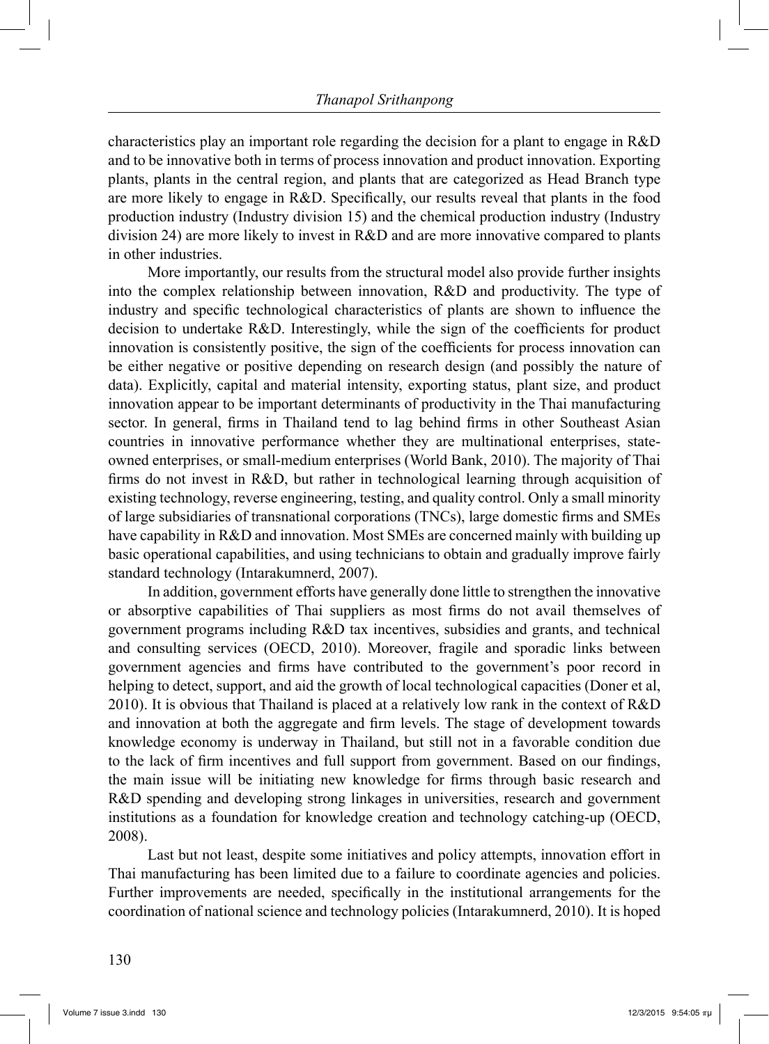characteristics play an important role regarding the decision for a plant to engage in R&D and to be innovative both in terms of process innovation and product innovation. Exporting plants, plants in the central region, and plants that are categorized as Head Branch type are more likely to engage in R&D. Specifically, our results reveal that plants in the food production industry (Industry division 15) and the chemical production industry (Industry division 24) are more likely to invest in R&D and are more innovative compared to plants in other industries.

More importantly, our results from the structural model also provide further insights into the complex relationship between innovation, R&D and productivity. The type of industry and specific technological characteristics of plants are shown to influence the decision to undertake R&D. Interestingly, while the sign of the coefficients for product innovation is consistently positive, the sign of the coefficients for process innovation can be either negative or positive depending on research design (and possibly the nature of data). Explicitly, capital and material intensity, exporting status, plant size, and product innovation appear to be important determinants of productivity in the Thai manufacturing sector. In general, firms in Thailand tend to lag behind firms in other Southeast Asian countries in innovative performance whether they are multinational enterprises, state-owned enterprises, or small-medium enterprises (World Bank, 2010). The majority of Thai firms do not invest in R&D, but rather in technological learning through acquisition of existing technology, reverse engineering, testing, and quality control. Only a small minority of large subsidiaries of transnational corporations (TNCs), large domestic firms and SMEs have capability in R&D and innovation. Most SMEs are concerned mainly with building up basic operational capabilities, and using technicians to obtain and gradually improve fairly standard technology (Intarakumnerd, 2007).

In addition, government efforts have generally done little to strengthen the innovative or absorptive capabilities of Thai suppliers as most firms do not avail themselves of government programs including R&D tax incentives, subsidies and grants, and technical and consulting services (OECD, 2010). Moreover, fragile and sporadic links between government agencies and firms have contributed to the government's poor record in helping to detect, support, and aid the growth of local technological capacities (Doner et al, 2010). It is obvious that Thailand is placed at a relatively low rank in the context of R&D and innovation at both the aggregate and firm levels. The stage of development towards knowledge economy is underway in Thailand, but still not in a favorable condition due to the lack of firm incentives and full support from government. Based on our findings, the main issue will be initiating new knowledge for firms through basic research and R&D spending and developing strong linkages in universities, research and government institutions as a foundation for knowledge creation and technology catching-up (OECD, 2008).

Last but not least, despite some initiatives and policy attempts, innovation effort in Thai manufacturing has been limited due to a failure to coordinate agencies and policies. Further improvements are needed, specifically in the institutional arrangements for the coordination of national science and technology policies (Intarakumnerd, 2010). It is hoped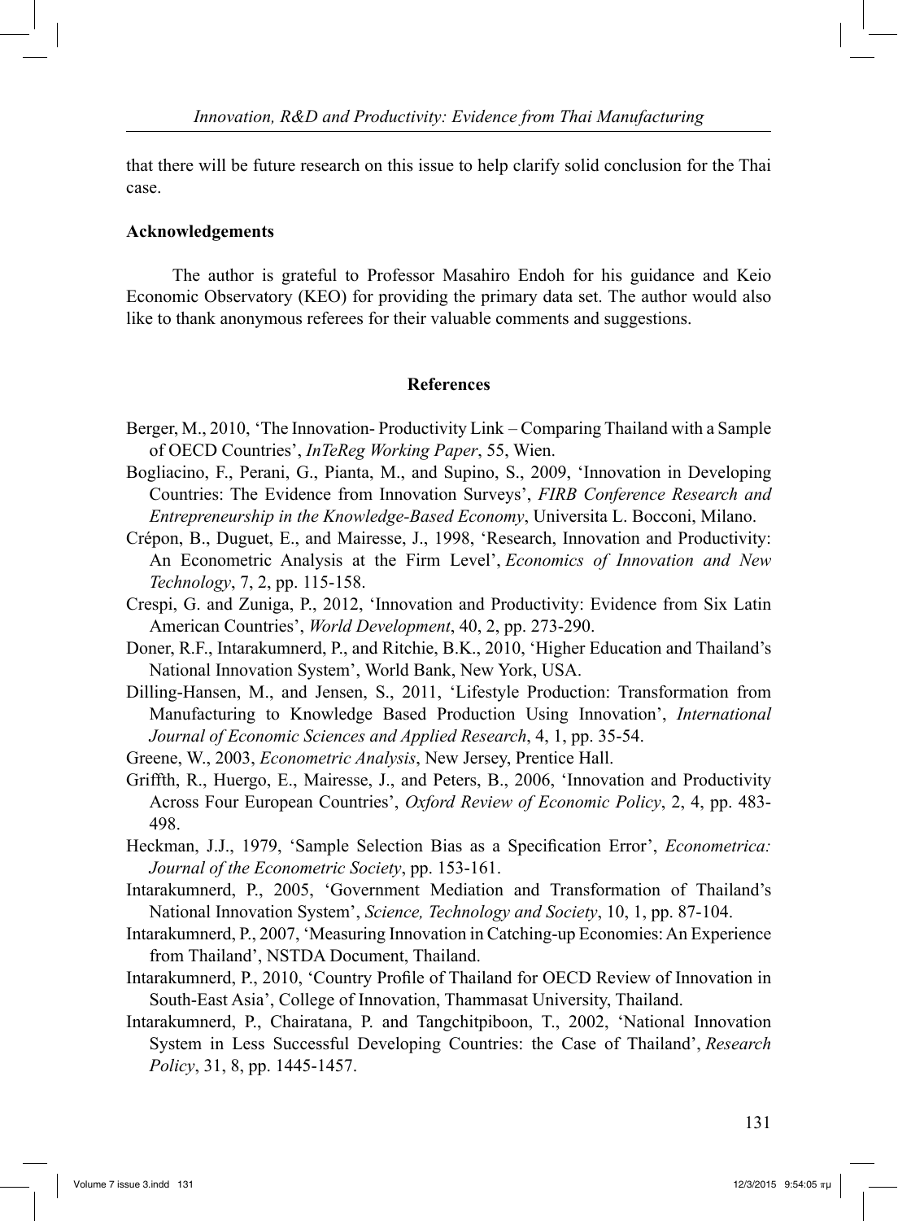that there will be future research on this issue to help clarify solid conclusion for the Thai case.

**Acknowledgements**

The author is grateful to Professor Masahiro Endoh for his guidance and Keio Economic Observatory (KEO) for providing the primary data set. The author would also like to thank anonymous referees for their valuable comments and suggestions.

## References

Berger, M., 2010, 'The Innovation- Productivity Link – Comparing Thailand with a Sample of OECD Countries', *InTeReg Working Paper*, 55, Wien.

Bogliacino, F., Perani, G., Pianta, M., and Supino, S., 2009, 'Innovation in Developing Countries: The Evidence from Innovation Surveys', *FIRB Conference Research and Entrepreneurship in the Knowledge-Based Economy*, Universita L. Bocconi, Milano.

Crépon, B., Duguet, E., and Mairesse, J., 1998, 'Research, Innovation and Productivity: An Econometric Analysis at the Firm Level', *Economics of Innovation and New Technology*, 7, 2, pp. 115-158.

Crespi, G. and Zuniga, P., 2012, 'Innovation and Productivity: Evidence from Six Latin American Countries', *World Development*, 40, 2, pp. 273-290.

Doner, R.F., Intarakumnerd, P., and Ritchie, B.K., 2010, 'Higher Education and Thailand's National Innovation System', World Bank, New York, USA.

Dilling-Hansen, M., and Jensen, S., 2011, 'Lifestyle Production: Transformation from Manufacturing to Knowledge Based Production Using Innovation', *International Journal of Economic Sciences and Applied Research*, 4, 1, pp. 35-54.

Greene, W., 2003, *Econometric Analysis*, New Jersey, Prentice Hall.

Griffth, R., Huergo, E., Mairesse, J., and Peters, B., 2006, 'Innovation and Productivity Across Four European Countries', *Oxford Review of Economic Policy*, 2, 4, pp. 483-498.

Heckman, J.J., 1979, 'Sample Selection Bias as a Specification Error', *Econometrica: Journal of the Econometric Society*, pp. 153-161.

Intarakumnerd, P., 2005, 'Government Mediation and Transformation of Thailand's National Innovation System', *Science, Technology and Society*, 10, 1, pp. 87-104.

Intarakumnerd, P., 2007, 'Measuring Innovation in Catching-up Economies: An Experience from Thailand', NSTDA Document, Thailand.

Intarakumnerd, P., 2010, 'Country Profile of Thailand for OECD Review of Innovation in South-East Asia', College of Innovation, Thammasat University, Thailand.

Intarakumnerd, P., Chairatana, P. and Tangchitpiboon, T., 2002, 'National Innovation System in Less Successful Developing Countries: the Case of Thailand', *Research Policy*, 31, 8, pp. 1445-1457.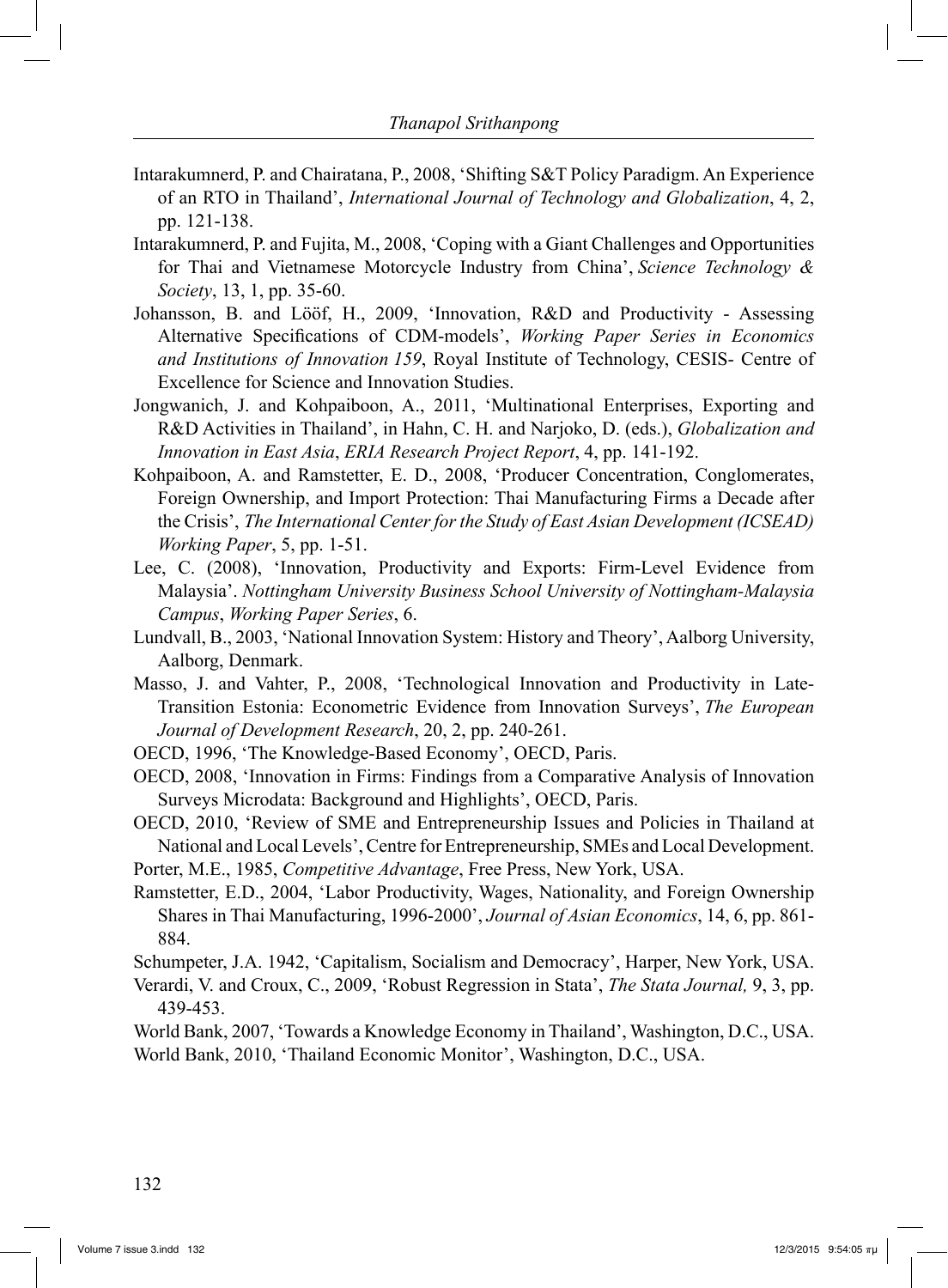Intarakumnerd, P. and Chairatana, P., 2008, 'Shifting S&T Policy Paradigm. An Experience of an RTO in Thailand', *International Journal of Technology and Globalization*, 4, 2, pp. 121-138.

Intarakumnerd, P. and Fujita, M., 2008, 'Coping with a Giant Challenges and Opportunities for Thai and Vietnamese Motorcycle Industry from China', *Science Technology & Society*, 13, 1, pp. 35-60.

Johansson, B. and Lööf, H., 2009, 'Innovation, R&D and Productivity - Assessing Alternative Specifications of CDM-models', *Working Paper Series in Economics and Institutions of Innovation 159*, Royal Institute of Technology, CESIS- Centre of Excellence for Science and Innovation Studies.

Jongwanich, J. and Kohpaiboon, A., 2011, 'Multinational Enterprises, Exporting and R&D Activities in Thailand', in Hahn, C. H. and Narjoko, D. (eds.), *Globalization and Innovation in East Asia*, *ERIA Research Project Report*, 4, pp. 141-192.

Kohpaiboon, A. and Ramstetter, E. D., 2008, 'Producer Concentration, Conglomerates, Foreign Ownership, and Import Protection: Thai Manufacturing Firms a Decade after the Crisis', *The International Center for the Study of East Asian Development (ICSEAD) Working Paper*, 5, pp. 1-51.

Lee, C. (2008), 'Innovation, Productivity and Exports: Firm-Level Evidence from Malaysia'. *Nottingham University Business School University of Nottingham-Malaysia Campus*, *Working Paper Series*, 6.

Lundvall, B., 2003, 'National Innovation System: History and Theory', Aalborg University, Aalborg, Denmark.

Masso, J. and Vahter, P., 2008, 'Technological Innovation and Productivity in Late-Transition Estonia: Econometric Evidence from Innovation Surveys', *The European Journal of Development Research*, 20, 2, pp. 240-261.

OECD, 1996, 'The Knowledge-Based Economy', OECD, Paris.

OECD, 2008, 'Innovation in Firms: Findings from a Comparative Analysis of Innovation Surveys Microdata: Background and Highlights', OECD, Paris.

OECD, 2010, 'Review of SME and Entrepreneurship Issues and Policies in Thailand at National and Local Levels', Centre for Entrepreneurship, SMEs and Local Development.

Porter, M.E., 1985, *Competitive Advantage*, Free Press, New York, USA.

Ramstetter, E.D., 2004, 'Labor Productivity, Wages, Nationality, and Foreign Ownership Shares in Thai Manufacturing, 1996-2000', *Journal of Asian Economics*, 14, 6, pp. 861-884.

Schumpeter, J.A. 1942, 'Capitalism, Socialism and Democracy', Harper, New York, USA.

Verardi, V. and Croux, C., 2009, 'Robust Regression in Stata', *The Stata Journal,* 9, 3, pp. 439-453.

World Bank, 2007, 'Towards a Knowledge Economy in Thailand', Washington, D.C., USA.

World Bank, 2010, 'Thailand Economic Monitor', Washington, D.C., USA.